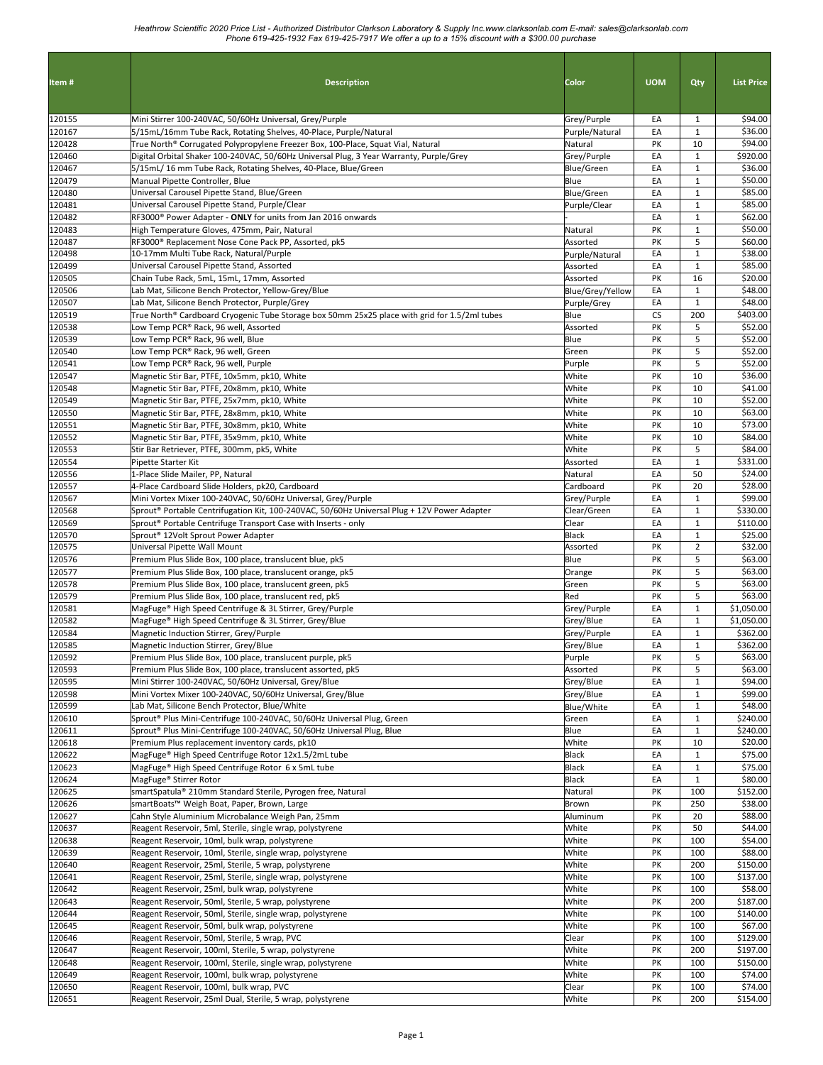*Heathrow Scientific 2020 Price List - Authorized Distributor Clarkson Laboratory & Supply Inc.www.clarksonlab.com E-mail: sales@clarksonlab.com*
*Phone 619-425-1932 Fax 619-425-7917 We offer a up to a 15% discount with a $300.00 purchase*

| Item # | Description | Color | UOM | Qty | List Price |
|---|---|---|---|---|---|
| 120155 | Mini Stirrer 100-240VAC, 50/60Hz Universal, Grey/Purple | Grey/Purple | EA | 1 | $94.00 |
| 120167 | 5/15mL/16mm Tube Rack, Rotating Shelves, 40-Place, Purple/Natural | Purple/Natural | EA | 1 | $36.00 |
| 120428 | True North® Corrugated Polypropylene Freezer Box, 100-Place, Squat Vial, Natural | Natural | PK | 10 | $94.00 |
| 120460 | Digital Orbital Shaker 100-240VAC, 50/60Hz Universal Plug, 3 Year Warranty, Purple/Grey | Grey/Purple | EA | 1 | $920.00 |
| 120467 | 5/15mL/ 16 mm Tube Rack, Rotating Shelves, 40-Place, Blue/Green | Blue/Green | EA | 1 | $36.00 |
| 120479 | Manual Pipette Controller, Blue | Blue | EA | 1 | $50.00 |
| 120480 | Universal Carousel Pipette Stand, Blue/Green | Blue/Green | EA | 1 | $85.00 |
| 120481 | Universal Carousel Pipette Stand, Purple/Clear | Purple/Clear | EA | 1 | $85.00 |
| 120482 | RF3000® Power Adapter - **ONLY** for units from Jan 2016 onwards | - | EA | 1 | $62.00 |
| 120483 | High Temperature Gloves, 475mm, Pair, Natural | Natural | PK | 1 | $50.00 |
| 120487 | RF3000® Replacement Nose Cone Pack PP, Assorted, pk5 | Assorted | PK | 5 | $60.00 |
| 120498 | 10-17mm Multi Tube Rack, Natural/Purple | Purple/Natural | EA | 1 | $38.00 |
| 120499 | Universal Carousel Pipette Stand, Assorted | Assorted | EA | 1 | $85.00 |
| 120505 | Chain Tube Rack, 5mL, 15mL, 17mm, Assorted | Assorted | PK | 16 | $20.00 |
| 120506 | Lab Mat, Silicone Bench Protector, Yellow-Grey/Blue | Blue/Grey/Yellow | EA | 1 | $48.00 |
| 120507 | Lab Mat, Silicone Bench Protector, Purple/Grey | Purple/Grey | EA | 1 | $48.00 |
| 120519 | True North® Cardboard Cryogenic Tube Storage box 50mm 25x25 place with grid for 1.5/2ml tubes | Blue | CS | 200 | $403.00 |
| 120538 | Low Temp PCR® Rack, 96 well, Assorted | Assorted | PK | 5 | $52.00 |
| 120539 | Low Temp PCR® Rack, 96 well, Blue | Blue | PK | 5 | $52.00 |
| 120540 | Low Temp PCR® Rack, 96 well, Green | Green | PK | 5 | $52.00 |
| 120541 | Low Temp PCR® Rack, 96 well, Purple | Purple | PK | 5 | $52.00 |
| 120547 | Magnetic Stir Bar, PTFE, 10x5mm, pk10, White | White | PK | 10 | $36.00 |
| 120548 | Magnetic Stir Bar, PTFE, 20x8mm, pk10, White | White | PK | 10 | $41.00 |
| 120549 | Magnetic Stir Bar, PTFE, 25x7mm, pk10, White | White | PK | 10 | $52.00 |
| 120550 | Magnetic Stir Bar, PTFE, 28x8mm, pk10, White | White | PK | 10 | $63.00 |
| 120551 | Magnetic Stir Bar, PTFE, 30x8mm, pk10, White | White | PK | 10 | $73.00 |
| 120552 | Magnetic Stir Bar, PTFE, 35x9mm, pk10, White | White | PK | 10 | $84.00 |
| 120553 | Stir Bar Retriever, PTFE, 300mm, pk5, White | White | PK | 5 | $84.00 |
| 120554 | Pipette Starter Kit | Assorted | EA | 1 | $331.00 |
| 120556 | 1-Place Slide Mailer, PP, Natural | Natural | EA | 50 | $24.00 |
| 120557 | 4-Place Cardboard Slide Holders, pk20, Cardboard | Cardboard | PK | 20 | $28.00 |
| 120567 | Mini Vortex Mixer 100-240VAC, 50/60Hz Universal, Grey/Purple | Grey/Purple | EA | 1 | $99.00 |
| 120568 | Sprout® Portable Centrifugation Kit, 100-240VAC, 50/60Hz Universal Plug + 12V Power Adapter | Clear/Green | EA | 1 | $330.00 |
| 120569 | Sprout® Portable Centrifuge Transport Case with Inserts - only | Clear | EA | 1 | $110.00 |
| 120570 | Sprout® 12Volt Sprout Power Adapter | Black | EA | 1 | $25.00 |
| 120575 | Universal Pipette Wall Mount | Assorted | PK | 2 | $32.00 |
| 120576 | Premium Plus Slide Box, 100 place, translucent blue, pk5 | Blue | PK | 5 | $63.00 |
| 120577 | Premium Plus Slide Box, 100 place, translucent orange, pk5 | Orange | PK | 5 | $63.00 |
| 120578 | Premium Plus Slide Box, 100 place, translucent green, pk5 | Green | PK | 5 | $63.00 |
| 120579 | Premium Plus Slide Box, 100 place, translucent red, pk5 | Red | PK | 5 | $63.00 |
| 120581 | MagFuge® High Speed Centrifuge & 3L Stirrer, Grey/Purple | Grey/Purple | EA | 1 | $1,050.00 |
| 120582 | MagFuge® High Speed Centrifuge & 3L Stirrer, Grey/Blue | Grey/Blue | EA | 1 | $1,050.00 |
| 120584 | Magnetic Induction Stirrer, Grey/Purple | Grey/Purple | EA | 1 | $362.00 |
| 120585 | Magnetic Induction Stirrer, Grey/Blue | Grey/Blue | EA | 1 | $362.00 |
| 120592 | Premium Plus Slide Box, 100 place, translucent purple, pk5 | Purple | PK | 5 | $63.00 |
| 120593 | Premium Plus Slide Box, 100 place, translucent assorted, pk5 | Assorted | PK | 5 | $63.00 |
| 120595 | Mini Stirrer 100-240VAC, 50/60Hz Universal, Grey/Blue | Grey/Blue | EA | 1 | $94.00 |
| 120598 | Mini Vortex Mixer 100-240VAC, 50/60Hz Universal, Grey/Blue | Grey/Blue | EA | 1 | $99.00 |
| 120599 | Lab Mat, Silicone Bench Protector, Blue/White | Blue/White | EA | 1 | $48.00 |
| 120610 | Sprout® Plus Mini-Centrifuge 100-240VAC, 50/60Hz Universal Plug, Green | Green | EA | 1 | $240.00 |
| 120611 | Sprout® Plus Mini-Centrifuge 100-240VAC, 50/60Hz Universal Plug, Blue | Blue | EA | 1 | $240.00 |
| 120618 | Premium Plus replacement inventory cards, pk10 | White | PK | 10 | $20.00 |
| 120622 | MagFuge® High Speed Centrifuge Rotor 12x1.5/2mL tube | Black | EA | 1 | $75.00 |
| 120623 | MagFuge® High Speed Centrifuge Rotor 6 x 5mL tube | Black | EA | 1 | $75.00 |
| 120624 | MagFuge® Stirrer Rotor | Black | EA | 1 | $80.00 |
| 120625 | smartSpatula® 210mm Standard Sterile, Pyrogen free, Natural | Natural | PK | 100 | $152.00 |
| 120626 | smartBoats™ Weigh Boat, Paper, Brown, Large | Brown | PK | 250 | $38.00 |
| 120627 | Cahn Style Aluminium Microbalance Weigh Pan, 25mm | Aluminum | PK | 20 | $88.00 |
| 120637 | Reagent Reservoir, 5ml, Sterile, single wrap, polystyrene | White | PK | 50 | $44.00 |
| 120638 | Reagent Reservoir, 10ml, bulk wrap, polystyrene | White | PK | 100 | $54.00 |
| 120639 | Reagent Reservoir, 10ml, Sterile, single wrap, polystyrene | White | PK | 100 | $88.00 |
| 120640 | Reagent Reservoir, 25ml, Sterile, 5 wrap, polystyrene | White | PK | 200 | $150.00 |
| 120641 | Reagent Reservoir, 25ml, Sterile, single wrap, polystyrene | White | PK | 100 | $137.00 |
| 120642 | Reagent Reservoir, 25ml, bulk wrap, polystyrene | White | PK | 100 | $58.00 |
| 120643 | Reagent Reservoir, 50ml, Sterile, 5 wrap, polystyrene | White | PK | 200 | $187.00 |
| 120644 | Reagent Reservoir, 50ml, Sterile, single wrap, polystyrene | White | PK | 100 | $140.00 |
| 120645 | Reagent Reservoir, 50ml, bulk wrap, polystyrene | White | PK | 100 | $67.00 |
| 120646 | Reagent Reservoir, 50ml, Sterile, 5 wrap, PVC | Clear | PK | 100 | $129.00 |
| 120647 | Reagent Reservoir, 100ml, Sterile, 5 wrap, polystyrene | White | PK | 200 | $197.00 |
| 120648 | Reagent Reservoir, 100ml, Sterile, single wrap, polystyrene | White | PK | 100 | $150.00 |
| 120649 | Reagent Reservoir, 100ml, bulk wrap, polystyrene | White | PK | 100 | $74.00 |
| 120650 | Reagent Reservoir, 100ml, bulk wrap, PVC | Clear | PK | 100 | $74.00 |
| 120651 | Reagent Reservoir, 25ml Dual, Sterile, 5 wrap, polystyrene | White | PK | 200 | $154.00 |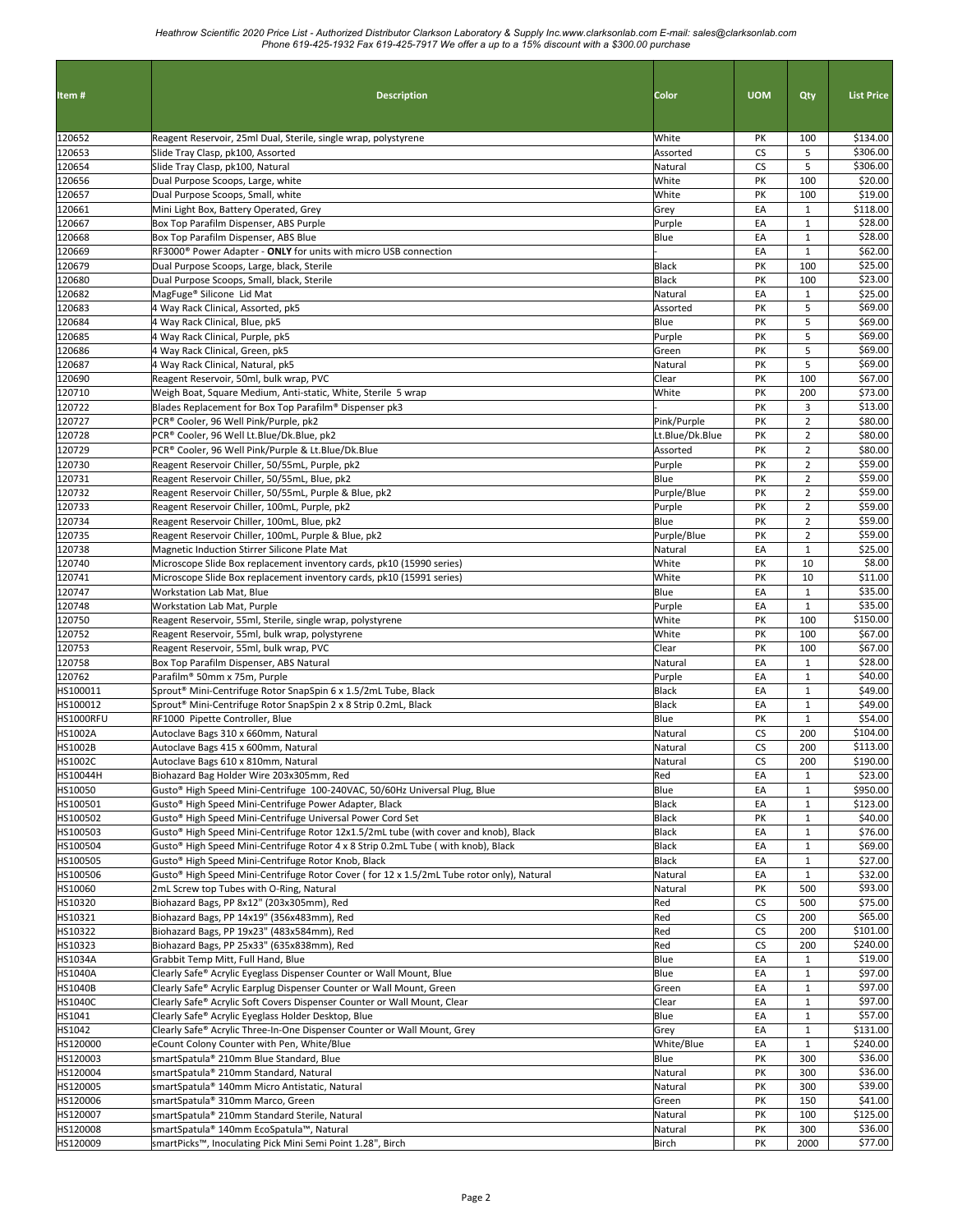| Item # | Description | Color | UOM | Qty | List Price |
|---|---|---|---|---|---|
| 120652 | Reagent Reservoir, 25ml Dual, Sterile, single wrap, polystyrene | White | PK | 100 | $134.00 |
| 120653 | Slide Tray Clasp, pk100, Assorted | Assorted | CS | 5 | $306.00 |
| 120654 | Slide Tray Clasp, pk100, Natural | Natural | CS | 5 | $306.00 |
| 120656 | Dual Purpose Scoops, Large, white | White | PK | 100 | $20.00 |
| 120657 | Dual Purpose Scoops, Small, white | White | PK | 100 | $19.00 |
| 120661 | Mini Light Box, Battery Operated, Grey | Grey | EA | 1 | $118.00 |
| 120667 | Box Top Parafilm Dispenser, ABS Purple | Purple | EA | 1 | $28.00 |
| 120668 | Box Top Parafilm Dispenser, ABS Blue | Blue | EA | 1 | $28.00 |
| 120669 | RF3000® Power Adapter - **ONLY** for units with micro USB connection | - | EA | 1 | $62.00 |
| 120679 | Dual Purpose Scoops, Large, black, Sterile | Black | PK | 100 | $25.00 |
| 120680 | Dual Purpose Scoops, Small, black, Sterile | Black | PK | 100 | $23.00 |
| 120682 | MagFuge® Silicone Lid Mat | Natural | EA | 1 | $25.00 |
| 120683 | 4 Way Rack Clinical, Assorted, pk5 | Assorted | PK | 5 | $69.00 |
| 120684 | 4 Way Rack Clinical, Blue, pk5 | Blue | PK | 5 | $69.00 |
| 120685 | 4 Way Rack Clinical, Purple, pk5 | Purple | PK | 5 | $69.00 |
| 120686 | 4 Way Rack Clinical, Green, pk5 | Green | PK | 5 | $69.00 |
| 120687 | 4 Way Rack Clinical, Natural, pk5 | Natural | PK | 5 | $69.00 |
| 120690 | Reagent Reservoir, 50ml, bulk wrap, PVC | Clear | PK | 100 | $67.00 |
| 120710 | Weigh Boat, Square Medium, Anti-static, White, Sterile 5 wrap | White | PK | 200 | $73.00 |
| 120722 | Blades Replacement for Box Top Parafilm® Dispenser pk3 | - | PK | 3 | $13.00 |
| 120727 | PCR® Cooler, 96 Well Pink/Purple, pk2 | Pink/Purple | PK | 2 | $80.00 |
| 120728 | PCR® Cooler, 96 Well Lt.Blue/Dk.Blue, pk2 | Lt.Blue/Dk.Blue | PK | 2 | $80.00 |
| 120729 | PCR® Cooler, 96 Well Pink/Purple & Lt.Blue/Dk.Blue | Assorted | PK | 2 | $80.00 |
| 120730 | Reagent Reservoir Chiller, 50/55mL, Purple, pk2 | Purple | PK | 2 | $59.00 |
| 120731 | Reagent Reservoir Chiller, 50/55mL, Blue, pk2 | Blue | PK | 2 | $59.00 |
| 120732 | Reagent Reservoir Chiller, 50/55mL, Purple & Blue, pk2 | Purple/Blue | PK | 2 | $59.00 |
| 120733 | Reagent Reservoir Chiller, 100mL, Purple, pk2 | Purple | PK | 2 | $59.00 |
| 120734 | Reagent Reservoir Chiller, 100mL, Blue, pk2 | Blue | PK | 2 | $59.00 |
| 120735 | Reagent Reservoir Chiller, 100mL, Purple & Blue, pk2 | Purple/Blue | PK | 2 | $59.00 |
| 120738 | Magnetic Induction Stirrer Silicone Plate Mat | Natural | EA | 1 | $25.00 |
| 120740 | Microscope Slide Box replacement inventory cards, pk10 (15990 series) | White | PK | 10 | $8.00 |
| 120741 | Microscope Slide Box replacement inventory cards, pk10 (15991 series) | White | PK | 10 | $11.00 |
| 120747 | Workstation Lab Mat, Blue | Blue | EA | 1 | $35.00 |
| 120748 | Workstation Lab Mat, Purple | Purple | EA | 1 | $35.00 |
| 120750 | Reagent Reservoir, 55ml, Sterile, single wrap, polystyrene | White | PK | 100 | $150.00 |
| 120752 | Reagent Reservoir, 55ml, bulk wrap, polystyrene | White | PK | 100 | $67.00 |
| 120753 | Reagent Reservoir, 55ml, bulk wrap, PVC | Clear | PK | 100 | $67.00 |
| 120758 | Box Top Parafilm Dispenser, ABS Natural | Natural | EA | 1 | $28.00 |
| 120762 | Parafilm® 50mm x 75m, Purple | Purple | EA | 1 | $40.00 |
| HS100011 | Sprout® Mini-Centrifuge Rotor SnapSpin 6 x 1.5/2mL Tube, Black | Black | EA | 1 | $49.00 |
| HS100012 | Sprout® Mini-Centrifuge Rotor SnapSpin 2 x 8 Strip 0.2mL, Black | Black | EA | 1 | $49.00 |
| HS1000RFU | RF1000 Pipette Controller, Blue | Blue | PK | 1 | $54.00 |
| HS1002A | Autoclave Bags 310 x 660mm, Natural | Natural | CS | 200 | $104.00 |
| HS1002B | Autoclave Bags 415 x 600mm, Natural | Natural | CS | 200 | $113.00 |
| HS1002C | Autoclave Bags 610 x 810mm, Natural | Natural | CS | 200 | $190.00 |
| HS10044H | Biohazard Bag Holder Wire 203x305mm, Red | Red | EA | 1 | $23.00 |
| HS10050 | Gusto® High Speed Mini-Centrifuge 100-240VAC, 50/60Hz Universal Plug, Blue | Blue | EA | 1 | $950.00 |
| HS100501 | Gusto® High Speed Mini-Centrifuge Power Adapter, Black | Black | EA | 1 | $123.00 |
| HS100502 | Gusto® High Speed Mini-Centrifuge Universal Power Cord Set | Black | PK | 1 | $40.00 |
| HS100503 | Gusto® High Speed Mini-Centrifuge Rotor 12x1.5/2mL tube (with cover and knob), Black | Black | EA | 1 | $76.00 |
| HS100504 | Gusto® High Speed Mini-Centrifuge Rotor 4 x 8 Strip 0.2mL Tube ( with knob), Black | Black | EA | 1 | $69.00 |
| HS100505 | Gusto® High Speed Mini-Centrifuge Rotor Knob, Black | Black | EA | 1 | $27.00 |
| HS100506 | Gusto® High Speed Mini-Centrifuge Rotor Cover ( for 12 x 1.5/2mL Tube rotor only), Natural | Natural | EA | 1 | $32.00 |
| HS10060 | 2mL Screw top Tubes with O-Ring, Natural | Natural | PK | 500 | $93.00 |
| HS10320 | Biohazard Bags, PP 8x12" (203x305mm), Red | Red | CS | 500 | $75.00 |
| HS10321 | Biohazard Bags, PP 14x19" (356x483mm), Red | Red | CS | 200 | $65.00 |
| HS10322 | Biohazard Bags, PP 19x23" (483x584mm), Red | Red | CS | 200 | $101.00 |
| HS10323 | Biohazard Bags, PP 25x33" (635x838mm), Red | Red | CS | 200 | $240.00 |
| HS1034A | Grabbit Temp Mitt, Full Hand, Blue | Blue | EA | 1 | $19.00 |
| HS1040A | Clearly Safe® Acrylic Eyeglass Dispenser Counter or Wall Mount, Blue | Blue | EA | 1 | $97.00 |
| HS1040B | Clearly Safe® Acrylic Earplug Dispenser Counter or Wall Mount, Green | Green | EA | 1 | $97.00 |
| HS1040C | Clearly Safe® Acrylic Soft Covers Dispenser Counter or Wall Mount, Clear | Clear | EA | 1 | $97.00 |
| HS1041 | Clearly Safe® Acrylic Eyeglass Holder Desktop, Blue | Blue | EA | 1 | $57.00 |
| HS1042 | Clearly Safe® Acrylic Three-In-One Dispenser Counter or Wall Mount, Grey | Grey | EA | 1 | $131.00 |
| HS120000 | eCount Colony Counter with Pen, White/Blue | White/Blue | EA | 1 | $240.00 |
| HS120003 | smartSpatula® 210mm Blue Standard, Blue | Blue | PK | 300 | $36.00 |
| HS120004 | smartSpatula® 210mm Standard, Natural | Natural | PK | 300 | $36.00 |
| HS120005 | smartSpatula® 140mm Micro Antistatic, Natural | Natural | PK | 300 | $39.00 |
| HS120006 | smartSpatula® 310mm Marco, Green | Green | PK | 150 | $41.00 |
| HS120007 | smartSpatula® 210mm Standard Sterile, Natural | Natural | PK | 100 | $125.00 |
| HS120008 | smartSpatula® 140mm EcoSpatula™, Natural | Natural | PK | 300 | $36.00 |
| HS120009 | smartPicks™, Inoculating Pick Mini Semi Point 1.28", Birch | Birch | PK | 2000 | $77.00 |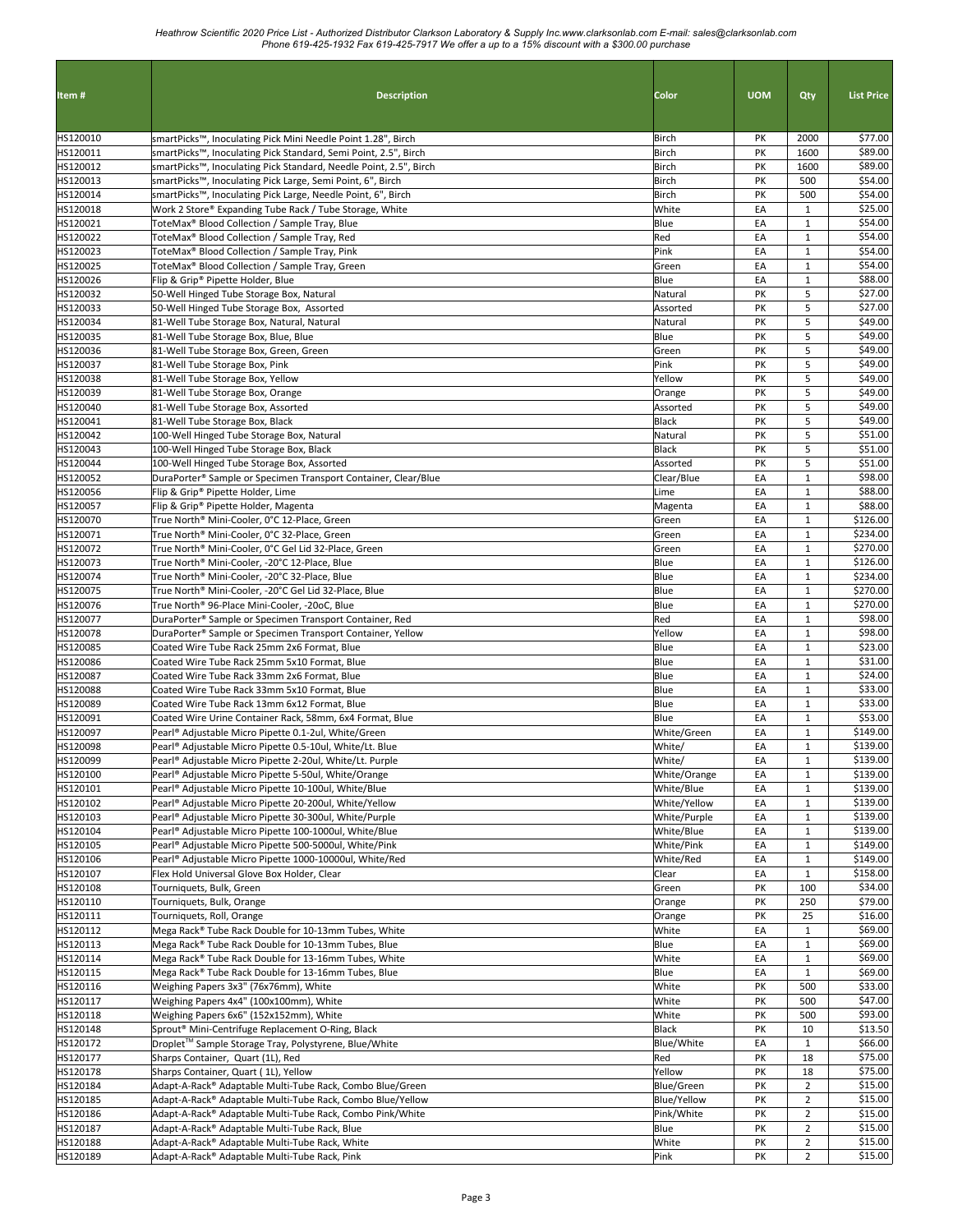| Item # | Description | Color | UOM | Qty | List Price |
|---|---|---|---|---|---|
| HS120010 | smartPicks™, Inoculating Pick Mini Needle Point 1.28", Birch | Birch | PK | 2000 | $77.00 |
| HS120011 | smartPicks™, Inoculating Pick Standard, Semi Point, 2.5", Birch | Birch | PK | 1600 | $89.00 |
| HS120012 | smartPicks™, Inoculating Pick Standard, Needle Point, 2.5", Birch | Birch | PK | 1600 | $89.00 |
| HS120013 | smartPicks™, Inoculating Pick Large, Semi Point, 6", Birch | Birch | PK | 500 | $54.00 |
| HS120014 | smartPicks™, Inoculating Pick Large, Needle Point, 6", Birch | Birch | PK | 500 | $54.00 |
| HS120018 | Work 2 Store® Expanding Tube Rack / Tube Storage, White | White | EA | 1 | $25.00 |
| HS120021 | ToteMax® Blood Collection / Sample Tray, Blue | Blue | EA | 1 | $54.00 |
| HS120022 | ToteMax® Blood Collection / Sample Tray, Red | Red | EA | 1 | $54.00 |
| HS120023 | ToteMax® Blood Collection / Sample Tray, Pink | Pink | EA | 1 | $54.00 |
| HS120025 | ToteMax® Blood Collection / Sample Tray, Green | Green | EA | 1 | $54.00 |
| HS120026 | Flip & Grip® Pipette Holder, Blue | Blue | EA | 1 | $88.00 |
| HS120032 | 50-Well Hinged Tube Storage Box, Natural | Natural | PK | 5 | $27.00 |
| HS120033 | 50-Well Hinged Tube Storage Box, Assorted | Assorted | PK | 5 | $27.00 |
| HS120034 | 81-Well Tube Storage Box, Natural, Natural | Natural | PK | 5 | $49.00 |
| HS120035 | 81-Well Tube Storage Box, Blue, Blue | Blue | PK | 5 | $49.00 |
| HS120036 | 81-Well Tube Storage Box, Green, Green | Green | PK | 5 | $49.00 |
| HS120037 | 81-Well Tube Storage Box, Pink | Pink | PK | 5 | $49.00 |
| HS120038 | 81-Well Tube Storage Box, Yellow | Yellow | PK | 5 | $49.00 |
| HS120039 | 81-Well Tube Storage Box, Orange | Orange | PK | 5 | $49.00 |
| HS120040 | 81-Well Tube Storage Box, Assorted | Assorted | PK | 5 | $49.00 |
| HS120041 | 81-Well Tube Storage Box, Black | Black | PK | 5 | $49.00 |
| HS120042 | 100-Well Hinged Tube Storage Box, Natural | Natural | PK | 5 | $51.00 |
| HS120043 | 100-Well Hinged Tube Storage Box, Black | Black | PK | 5 | $51.00 |
| HS120044 | 100-Well Hinged Tube Storage Box, Assorted | Assorted | PK | 5 | $51.00 |
| HS120052 | DuraPorter® Sample or Specimen Transport Container, Clear/Blue | Clear/Blue | EA | 1 | $98.00 |
| HS120056 | Flip & Grip® Pipette Holder, Lime | Lime | EA | 1 | $88.00 |
| HS120057 | Flip & Grip® Pipette Holder, Magenta | Magenta | EA | 1 | $88.00 |
| HS120070 | True North® Mini-Cooler, 0°C 12-Place, Green | Green | EA | 1 | $126.00 |
| HS120071 | True North® Mini-Cooler, 0°C 32-Place, Green | Green | EA | 1 | $234.00 |
| HS120072 | True North® Mini-Cooler, 0°C Gel Lid 32-Place, Green | Green | EA | 1 | $270.00 |
| HS120073 | True North® Mini-Cooler, -20°C 12-Place, Blue | Blue | EA | 1 | $126.00 |
| HS120074 | True North® Mini-Cooler, -20°C 32-Place, Blue | Blue | EA | 1 | $234.00 |
| HS120075 | True North® Mini-Cooler, -20°C Gel Lid 32-Place, Blue | Blue | EA | 1 | $270.00 |
| HS120076 | True North® 96-Place Mini-Cooler, -20oC, Blue | Blue | EA | 1 | $270.00 |
| HS120077 | DuraPorter® Sample or Specimen Transport Container, Red | Red | EA | 1 | $98.00 |
| HS120078 | DuraPorter® Sample or Specimen Transport Container, Yellow | Yellow | EA | 1 | $98.00 |
| HS120085 | Coated Wire Tube Rack 25mm 2x6 Format, Blue | Blue | EA | 1 | $23.00 |
| HS120086 | Coated Wire Tube Rack 25mm 5x10 Format, Blue | Blue | EA | 1 | $31.00 |
| HS120087 | Coated Wire Tube Rack 33mm 2x6 Format, Blue | Blue | EA | 1 | $24.00 |
| HS120088 | Coated Wire Tube Rack 33mm 5x10 Format, Blue | Blue | EA | 1 | $33.00 |
| HS120089 | Coated Wire Tube Rack 13mm 6x12 Format, Blue | Blue | EA | 1 | $33.00 |
| HS120091 | Coated Wire Urine Container Rack, 58mm, 6x4 Format, Blue | Blue | EA | 1 | $53.00 |
| HS120097 | Pearl® Adjustable Micro Pipette 0.1-2ul, White/Green | White/Green | EA | 1 | $149.00 |
| HS120098 | Pearl® Adjustable Micro Pipette 0.5-10ul, White/Lt. Blue | White/ | EA | 1 | $139.00 |
| HS120099 | Pearl® Adjustable Micro Pipette 2-20ul, White/Lt. Purple | White/ | EA | 1 | $139.00 |
| HS120100 | Pearl® Adjustable Micro Pipette 5-50ul, White/Orange | White/Orange | EA | 1 | $139.00 |
| HS120101 | Pearl® Adjustable Micro Pipette 10-100ul, White/Blue | White/Blue | EA | 1 | $139.00 |
| HS120102 | Pearl® Adjustable Micro Pipette 20-200ul, White/Yellow | White/Yellow | EA | 1 | $139.00 |
| HS120103 | Pearl® Adjustable Micro Pipette 30-300ul, White/Purple | White/Purple | EA | 1 | $139.00 |
| HS120104 | Pearl® Adjustable Micro Pipette 100-1000ul, White/Blue | White/Blue | EA | 1 | $139.00 |
| HS120105 | Pearl® Adjustable Micro Pipette 500-5000ul, White/Pink | White/Pink | EA | 1 | $149.00 |
| HS120106 | Pearl® Adjustable Micro Pipette 1000-10000ul, White/Red | White/Red | EA | 1 | $149.00 |
| HS120107 | Flex Hold Universal Glove Box Holder, Clear | Clear | EA | 1 | $158.00 |
| HS120108 | Tourniquets, Bulk, Green | Green | PK | 100 | $34.00 |
| HS120110 | Tourniquets, Bulk, Orange | Orange | PK | 250 | $79.00 |
| HS120111 | Tourniquets, Roll, Orange | Orange | PK | 25 | $16.00 |
| HS120112 | Mega Rack® Tube Rack Double for 10-13mm Tubes, White | White | EA | 1 | $69.00 |
| HS120113 | Mega Rack® Tube Rack Double for 10-13mm Tubes, Blue | Blue | EA | 1 | $69.00 |
| HS120114 | Mega Rack® Tube Rack Double for 13-16mm Tubes, White | White | EA | 1 | $69.00 |
| HS120115 | Mega Rack® Tube Rack Double for 13-16mm Tubes, Blue | Blue | EA | 1 | $69.00 |
| HS120116 | Weighing Papers 3x3" (76x76mm), White | White | PK | 500 | $33.00 |
| HS120117 | Weighing Papers 4x4" (100x100mm), White | White | PK | 500 | $47.00 |
| HS120118 | Weighing Papers 6x6" (152x152mm), White | White | PK | 500 | $93.00 |
| HS120148 | Sprout® Mini-Centrifuge Replacement O-Ring, Black | Black | PK | 10 | $13.50 |
| HS120172 | Droplet™ Sample Storage Tray, Polystyrene, Blue/White | Blue/White | EA | 1 | $66.00 |
| HS120177 | Sharps Container, Quart (1L), Red | Red | PK | 18 | $75.00 |
| HS120178 | Sharps Container, Quart ( 1L), Yellow | Yellow | PK | 18 | $75.00 |
| HS120184 | Adapt-A-Rack® Adaptable Multi-Tube Rack, Combo Blue/Green | Blue/Green | PK | 2 | $15.00 |
| HS120185 | Adapt-A-Rack® Adaptable Multi-Tube Rack, Combo Blue/Yellow | Blue/Yellow | PK | 2 | $15.00 |
| HS120186 | Adapt-A-Rack® Adaptable Multi-Tube Rack, Combo Pink/White | Pink/White | PK | 2 | $15.00 |
| HS120187 | Adapt-A-Rack® Adaptable Multi-Tube Rack, Blue | Blue | PK | 2 | $15.00 |
| HS120188 | Adapt-A-Rack® Adaptable Multi-Tube Rack, White | White | PK | 2 | $15.00 |
| HS120189 | Adapt-A-Rack® Adaptable Multi-Tube Rack, Pink | Pink | PK | 2 | $15.00 |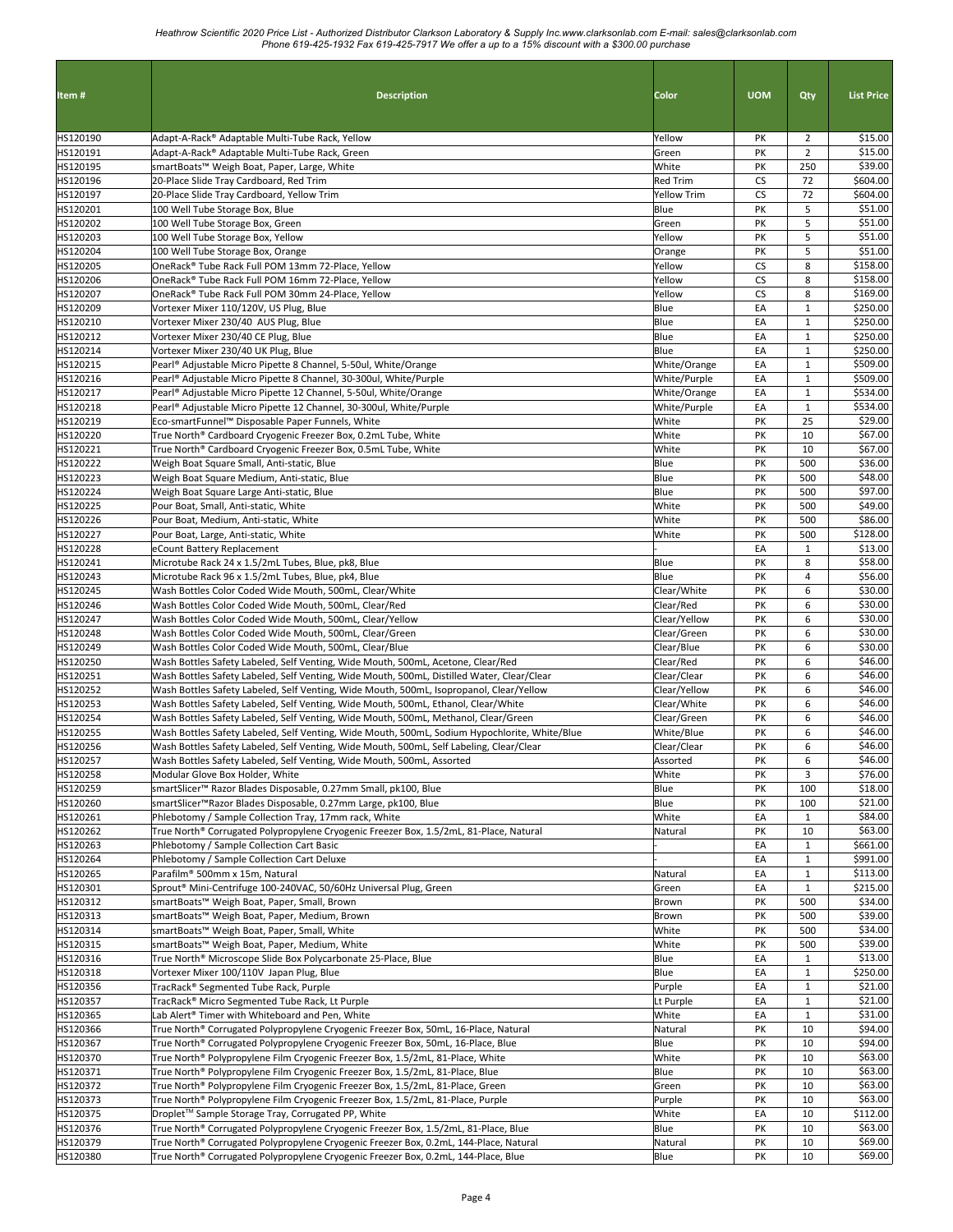| Item # | Description | Color | UOM | Qty | List Price |
|---|---|---|---|---|---|
| HS120190 | Adapt-A-Rack® Adaptable Multi-Tube Rack, Yellow | Yellow | PK | 2 | $15.00 |
| HS120191 | Adapt-A-Rack® Adaptable Multi-Tube Rack, Green | Green | PK | 2 | $15.00 |
| HS120195 | smartBoats™ Weigh Boat, Paper, Large, White | White | PK | 250 | $39.00 |
| HS120196 | 20-Place Slide Tray Cardboard, Red Trim | Red Trim | CS | 72 | $604.00 |
| HS120197 | 20-Place Slide Tray Cardboard, Yellow Trim | Yellow Trim | CS | 72 | $604.00 |
| HS120201 | 100 Well Tube Storage Box, Blue | Blue | PK | 5 | $51.00 |
| HS120202 | 100 Well Tube Storage Box, Green | Green | PK | 5 | $51.00 |
| HS120203 | 100 Well Tube Storage Box, Yellow | Yellow | PK | 5 | $51.00 |
| HS120204 | 100 Well Tube Storage Box, Orange | Orange | PK | 5 | $51.00 |
| HS120205 | OneRack® Tube Rack Full POM 13mm 72-Place, Yellow | Yellow | CS | 8 | $158.00 |
| HS120206 | OneRack® Tube Rack Full POM 16mm 72-Place, Yellow | Yellow | CS | 8 | $158.00 |
| HS120207 | OneRack® Tube Rack Full POM 30mm 24-Place, Yellow | Yellow | CS | 8 | $169.00 |
| HS120209 | Vortexer Mixer 110/120V, US Plug, Blue | Blue | EA | 1 | $250.00 |
| HS120210 | Vortexer Mixer 230/40 AUS Plug, Blue | Blue | EA | 1 | $250.00 |
| HS120212 | Vortexer Mixer 230/40 CE Plug, Blue | Blue | EA | 1 | $250.00 |
| HS120214 | Vortexer Mixer 230/40 UK Plug, Blue | Blue | EA | 1 | $250.00 |
| HS120215 | Pearl® Adjustable Micro Pipette 8 Channel, 5-50ul, White/Orange | White/Orange | EA | 1 | $509.00 |
| HS120216 | Pearl® Adjustable Micro Pipette 8 Channel, 30-300ul, White/Purple | White/Purple | EA | 1 | $509.00 |
| HS120217 | Pearl® Adjustable Micro Pipette 12 Channel, 5-50ul, White/Orange | White/Orange | EA | 1 | $534.00 |
| HS120218 | Pearl® Adjustable Micro Pipette 12 Channel, 30-300ul, White/Purple | White/Purple | EA | 1 | $534.00 |
| HS120219 | Eco-smartFunnel™ Disposable Paper Funnels, White | White | PK | 25 | $29.00 |
| HS120220 | True North® Cardboard Cryogenic Freezer Box, 0.2mL Tube, White | White | PK | 10 | $67.00 |
| HS120221 | True North® Cardboard Cryogenic Freezer Box, 0.5mL Tube, White | White | PK | 10 | $67.00 |
| HS120222 | Weigh Boat Square Small, Anti-static, Blue | Blue | PK | 500 | $36.00 |
| HS120223 | Weigh Boat Square Medium, Anti-static, Blue | Blue | PK | 500 | $48.00 |
| HS120224 | Weigh Boat Square Large Anti-static, Blue | Blue | PK | 500 | $97.00 |
| HS120225 | Pour Boat, Small, Anti-static, White | White | PK | 500 | $49.00 |
| HS120226 | Pour Boat, Medium, Anti-static, White | White | PK | 500 | $86.00 |
| HS120227 | Pour Boat, Large, Anti-static, White | White | PK | 500 | $128.00 |
| HS120228 | eCount Battery Replacement | - | EA | 1 | $13.00 |
| HS120241 | Microtube Rack 24 x 1.5/2mL Tubes, Blue, pk8, Blue | Blue | PK | 8 | $58.00 |
| HS120243 | Microtube Rack 96 x 1.5/2mL Tubes, Blue, pk4, Blue | Blue | PK | 4 | $56.00 |
| HS120245 | Wash Bottles Color Coded Wide Mouth, 500mL, Clear/White | Clear/White | PK | 6 | $30.00 |
| HS120246 | Wash Bottles Color Coded Wide Mouth, 500mL, Clear/Red | Clear/Red | PK | 6 | $30.00 |
| HS120247 | Wash Bottles Color Coded Wide Mouth, 500mL, Clear/Yellow | Clear/Yellow | PK | 6 | $30.00 |
| HS120248 | Wash Bottles Color Coded Wide Mouth, 500mL, Clear/Green | Clear/Green | PK | 6 | $30.00 |
| HS120249 | Wash Bottles Color Coded Wide Mouth, 500mL, Clear/Blue | Clear/Blue | PK | 6 | $30.00 |
| HS120250 | Wash Bottles Safety Labeled, Self Venting, Wide Mouth, 500mL, Acetone, Clear/Red | Clear/Red | PK | 6 | $46.00 |
| HS120251 | Wash Bottles Safety Labeled, Self Venting, Wide Mouth, 500mL, Distilled Water, Clear/Clear | Clear/Clear | PK | 6 | $46.00 |
| HS120252 | Wash Bottles Safety Labeled, Self Venting, Wide Mouth, 500mL, Isopropanol, Clear/Yellow | Clear/Yellow | PK | 6 | $46.00 |
| HS120253 | Wash Bottles Safety Labeled, Self Venting, Wide Mouth, 500mL, Ethanol, Clear/White | Clear/White | PK | 6 | $46.00 |
| HS120254 | Wash Bottles Safety Labeled, Self Venting, Wide Mouth, 500mL, Methanol, Clear/Green | Clear/Green | PK | 6 | $46.00 |
| HS120255 | Wash Bottles Safety Labeled, Self Venting, Wide Mouth, 500mL, Sodium Hypochlorite, White/Blue | White/Blue | PK | 6 | $46.00 |
| HS120256 | Wash Bottles Safety Labeled, Self Venting, Wide Mouth, 500mL, Self Labeling, Clear/Clear | Clear/Clear | PK | 6 | $46.00 |
| HS120257 | Wash Bottles Safety Labeled, Self Venting, Wide Mouth, 500mL, Assorted | Assorted | PK | 6 | $46.00 |
| HS120258 | Modular Glove Box Holder, White | White | PK | 3 | $76.00 |
| HS120259 | smartSlicer™ Razor Blades Disposable, 0.27mm Small, pk100, Blue | Blue | PK | 100 | $18.00 |
| HS120260 | smartSlicer™Razor Blades Disposable, 0.27mm Large, pk100, Blue | Blue | PK | 100 | $21.00 |
| HS120261 | Phlebotomy / Sample Collection Tray, 17mm rack, White | White | EA | 1 | $84.00 |
| HS120262 | True North® Corrugated Polypropylene Cryogenic Freezer Box, 1.5/2mL, 81-Place, Natural | Natural | PK | 10 | $63.00 |
| HS120263 | Phlebotomy / Sample Collection Cart Basic | - | EA | 1 | $661.00 |
| HS120264 | Phlebotomy / Sample Collection Cart Deluxe | - | EA | 1 | $991.00 |
| HS120265 | Parafilm® 500mm x 15m, Natural | Natural | EA | 1 | $113.00 |
| HS120301 | Sprout® Mini-Centrifuge 100-240VAC, 50/60Hz Universal Plug, Green | Green | EA | 1 | $215.00 |
| HS120312 | smartBoats™ Weigh Boat, Paper, Small, Brown | Brown | PK | 500 | $34.00 |
| HS120313 | smartBoats™ Weigh Boat, Paper, Medium, Brown | Brown | PK | 500 | $39.00 |
| HS120314 | smartBoats™ Weigh Boat, Paper, Small, White | White | PK | 500 | $34.00 |
| HS120315 | smartBoats™ Weigh Boat, Paper, Medium, White | White | PK | 500 | $39.00 |
| HS120316 | True North® Microscope Slide Box Polycarbonate 25-Place, Blue | Blue | EA | 1 | $13.00 |
| HS120318 | Vortexer Mixer 100/110V Japan Plug, Blue | Blue | EA | 1 | $250.00 |
| HS120356 | TracRack® Segmented Tube Rack, Purple | Purple | EA | 1 | $21.00 |
| HS120357 | TracRack® Micro Segmented Tube Rack, Lt Purple | Lt Purple | EA | 1 | $21.00 |
| HS120365 | Lab Alert® Timer with Whiteboard and Pen, White | White | EA | 1 | $31.00 |
| HS120366 | True North® Corrugated Polypropylene Cryogenic Freezer Box, 50mL, 16-Place, Natural | Natural | PK | 10 | $94.00 |
| HS120367 | True North® Corrugated Polypropylene Cryogenic Freezer Box, 50mL, 16-Place, Blue | Blue | PK | 10 | $94.00 |
| HS120370 | True North® Polypropylene Film Cryogenic Freezer Box, 1.5/2mL, 81-Place, White | White | PK | 10 | $63.00 |
| HS120371 | True North® Polypropylene Film Cryogenic Freezer Box, 1.5/2mL, 81-Place, Blue | Blue | PK | 10 | $63.00 |
| HS120372 | True North® Polypropylene Film Cryogenic Freezer Box, 1.5/2mL, 81-Place, Green | Green | PK | 10 | $63.00 |
| HS120373 | True North® Polypropylene Film Cryogenic Freezer Box, 1.5/2mL, 81-Place, Purple | Purple | PK | 10 | $63.00 |
| HS120375 | Droplet™ Sample Storage Tray, Corrugated PP, White | White | EA | 10 | $112.00 |
| HS120376 | True North® Corrugated Polypropylene Cryogenic Freezer Box, 1.5/2mL, 81-Place, Blue | Blue | PK | 10 | $63.00 |
| HS120379 | True North® Corrugated Polypropylene Cryogenic Freezer Box, 0.2mL, 144-Place, Natural | Natural | PK | 10 | $69.00 |
| HS120380 | True North® Corrugated Polypropylene Cryogenic Freezer Box, 0.2mL, 144-Place, Blue | Blue | PK | 10 | $69.00 |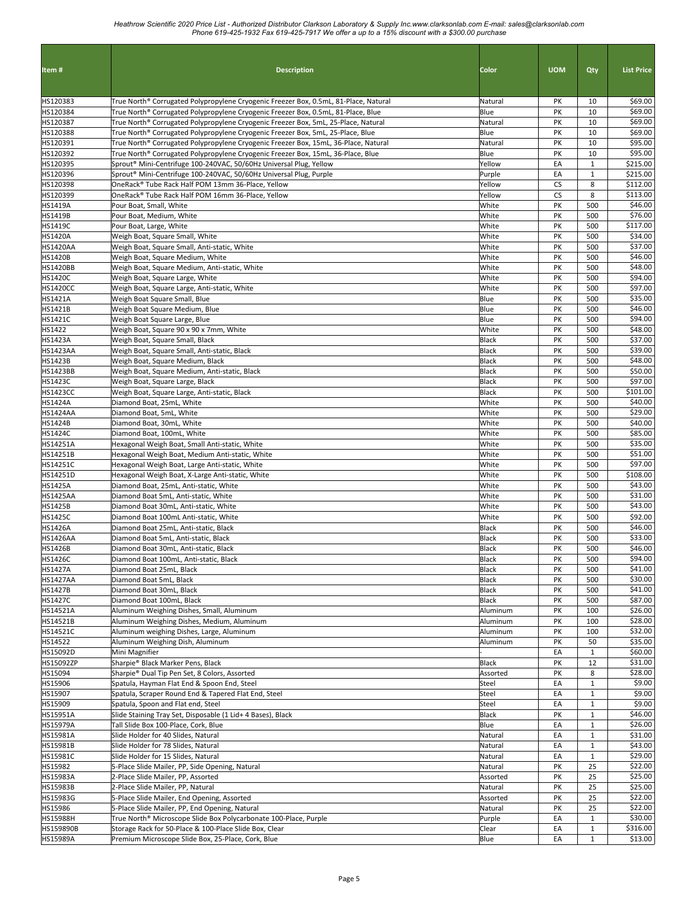| Item # | Description | Color | UOM | Qty | List Price |
|---|---|---|---|---|---|
| HS120383 | True North® Corrugated Polypropylene Cryogenic Freezer Box, 0.5mL, 81-Place, Natural | Natural | PK | 10 | $69.00 |
| HS120384 | True North® Corrugated Polypropylene Cryogenic Freezer Box, 0.5mL, 81-Place, Blue | Blue | PK | 10 | $69.00 |
| HS120387 | True North® Corrugated Polypropylene Cryogenic Freezer Box, 5mL, 25-Place, Natural | Natural | PK | 10 | $69.00 |
| HS120388 | True North® Corrugated Polypropylene Cryogenic Freezer Box, 5mL, 25-Place, Blue | Blue | PK | 10 | $69.00 |
| HS120391 | True North® Corrugated Polypropylene Cryogenic Freezer Box, 15mL, 36-Place, Natural | Natural | PK | 10 | $95.00 |
| HS120392 | True North® Corrugated Polypropylene Cryogenic Freezer Box, 15mL, 36-Place, Blue | Blue | PK | 10 | $95.00 |
| HS120395 | Sprout® Mini-Centrifuge 100-240VAC, 50/60Hz Universal Plug, Yellow | Yellow | EA | 1 | $215.00 |
| HS120396 | Sprout® Mini-Centrifuge 100-240VAC, 50/60Hz Universal Plug, Purple | Purple | EA | 1 | $215.00 |
| HS120398 | OneRack® Tube Rack Half POM 13mm 36-Place, Yellow | Yellow | CS | 8 | $112.00 |
| HS120399 | OneRack® Tube Rack Half POM 16mm 36-Place, Yellow | Yellow | CS | 8 | $113.00 |
| HS1419A | Pour Boat, Small, White | White | PK | 500 | $46.00 |
| HS1419B | Pour Boat, Medium, White | White | PK | 500 | $76.00 |
| HS1419C | Pour Boat, Large, White | White | PK | 500 | $117.00 |
| HS1420A | Weigh Boat, Square Small, White | White | PK | 500 | $34.00 |
| HS1420AA | Weigh Boat, Square Small, Anti-static, White | White | PK | 500 | $37.00 |
| HS1420B | Weigh Boat, Square Medium, White | White | PK | 500 | $46.00 |
| HS1420BB | Weigh Boat, Square Medium, Anti-static, White | White | PK | 500 | $48.00 |
| HS1420C | Weigh Boat, Square Large, White | White | PK | 500 | $94.00 |
| HS1420CC | Weigh Boat, Square Large, Anti-static, White | White | PK | 500 | $97.00 |
| HS1421A | Weigh Boat Square Small, Blue | Blue | PK | 500 | $35.00 |
| HS1421B | Weigh Boat Square Medium, Blue | Blue | PK | 500 | $46.00 |
| HS1421C | Weigh Boat Square Large, Blue | Blue | PK | 500 | $94.00 |
| HS1422 | Weigh Boat, Square 90 x 90 x 7mm, White | White | PK | 500 | $48.00 |
| HS1423A | Weigh Boat, Square Small, Black | Black | PK | 500 | $37.00 |
| HS1423AA | Weigh Boat, Square Small, Anti-static, Black | Black | PK | 500 | $39.00 |
| HS1423B | Weigh Boat, Square Medium, Black | Black | PK | 500 | $48.00 |
| HS1423BB | Weigh Boat, Square Medium, Anti-static, Black | Black | PK | 500 | $50.00 |
| HS1423C | Weigh Boat, Square Large, Black | Black | PK | 500 | $97.00 |
| HS1423CC | Weigh Boat, Square Large, Anti-static, Black | Black | PK | 500 | $101.00 |
| HS1424A | Diamond Boat, 25mL, White | White | PK | 500 | $40.00 |
| HS1424AA | Diamond Boat, 5mL, White | White | PK | 500 | $29.00 |
| HS1424B | Diamond Boat, 30mL, White | White | PK | 500 | $40.00 |
| HS1424C | Diamond Boat, 100mL, White | White | PK | 500 | $85.00 |
| HS14251A | Hexagonal Weigh Boat, Small Anti-static, White | White | PK | 500 | $35.00 |
| HS14251B | Hexagonal Weigh Boat, Medium Anti-static, White | White | PK | 500 | $51.00 |
| HS14251C | Hexagonal Weigh Boat, Large Anti-static, White | White | PK | 500 | $97.00 |
| HS14251D | Hexagonal Weigh Boat, X-Large Anti-static, White | White | PK | 500 | $108.00 |
| HS1425A | Diamond Boat, 25mL, Anti-static, White | White | PK | 500 | $43.00 |
| HS1425AA | Diamond Boat 5mL, Anti-static, White | White | PK | 500 | $31.00 |
| HS1425B | Diamond Boat 30mL, Anti-static, White | White | PK | 500 | $43.00 |
| HS1425C | Diamond Boat 100mL Anti-static, White | White | PK | 500 | $92.00 |
| HS1426A | Diamond Boat, 25mL, Anti-static, Black | Black | PK | 500 | $46.00 |
| HS1426AA | Diamond Boat 5mL, Anti-static, Black | Black | PK | 500 | $33.00 |
| HS1426B | Diamond Boat 30mL, Anti-static, Black | Black | PK | 500 | $46.00 |
| HS1426C | Diamond Boat 100mL, Anti-static, Black | Black | PK | 500 | $94.00 |
| HS1427A | Diamond Boat 25mL, Black | Black | PK | 500 | $41.00 |
| HS1427AA | Diamond Boat, 5mL, Black | Black | PK | 500 | $30.00 |
| HS1427B | Diamond Boat 30mL, Black | Black | PK | 500 | $41.00 |
| HS1427C | Diamond Boat 100mL, Black | Black | PK | 500 | $87.00 |
| HS14521A | Aluminum Weighing Dishes, Small, Aluminum | Aluminum | PK | 100 | $26.00 |
| HS14521B | Aluminum Weighing Dishes, Medium, Aluminum | Aluminum | PK | 100 | $28.00 |
| HS14521C | Aluminum weighing Dishes, Large, Aluminum | Aluminum | PK | 100 | $32.00 |
| HS14522 | Aluminum Weighing Dish, Aluminum | Aluminum | PK | 50 | $35.00 |
| HS15092D | Mini Magnifier | - | EA | 1 | $60.00 |
| HS15092ZP | Sharpie® Black Marker Pens, Black | Black | PK | 12 | $31.00 |
| HS15094 | Sharpie® Dual Tip Pen Set, 8 Colors, Assorted | Assorted | PK | 8 | $28.00 |
| HS15906 | Spatula, Hayman Flat End & Spoon End, Steel | Steel | EA | 1 | $9.00 |
| HS15907 | Spatula, Scraper Round End & Tapered Flat End, Steel | Steel | EA | 1 | $9.00 |
| HS15909 | Spatula, Spoon and Flat end, Steel | Steel | EA | 1 | $9.00 |
| HS15951A | Slide Staining Tray Set, Disposable (1 Lid+ 4 Bases), Black | Black | PK | 1 | $46.00 |
| HS15979A | Tall Slide Box 100-Place, Cork, Blue | Blue | EA | 1 | $26.00 |
| HS15981A | Slide Holder for 40 Slides, Natural | Natural | EA | 1 | $31.00 |
| HS15981B | Slide Holder for 78 Slides, Natural | Natural | EA | 1 | $43.00 |
| HS15981C | Slide Holder for 15 Slides, Natural | Natural | EA | 1 | $29.00 |
| HS15982 | 5-Place Slide Mailer, PP, Side Opening, Natural | Natural | PK | 25 | $22.00 |
| HS15983A | 2-Place Slide Mailer, PP, Assorted | Assorted | PK | 25 | $25.00 |
| HS15983B | 2-Place Slide Mailer, PP, Natural | Natural | PK | 25 | $25.00 |
| HS15983G | 5-Place Slide Mailer, End Opening, Assorted | Assorted | PK | 25 | $22.00 |
| HS15986 | 5-Place Slide Mailer, PP, End Opening, Natural | Natural | PK | 25 | $22.00 |
| HS15988H | True North® Microscope Slide Box Polycarbonate 100-Place, Purple | Purple | EA | 1 | $30.00 |
| HS159890B | Storage Rack for 50-Place & 100-Place Slide Box, Clear | Clear | EA | 1 | $316.00 |
| HS15989A | Premium Microscope Slide Box, 25-Place, Cork, Blue | Blue | EA | 1 | $13.00 |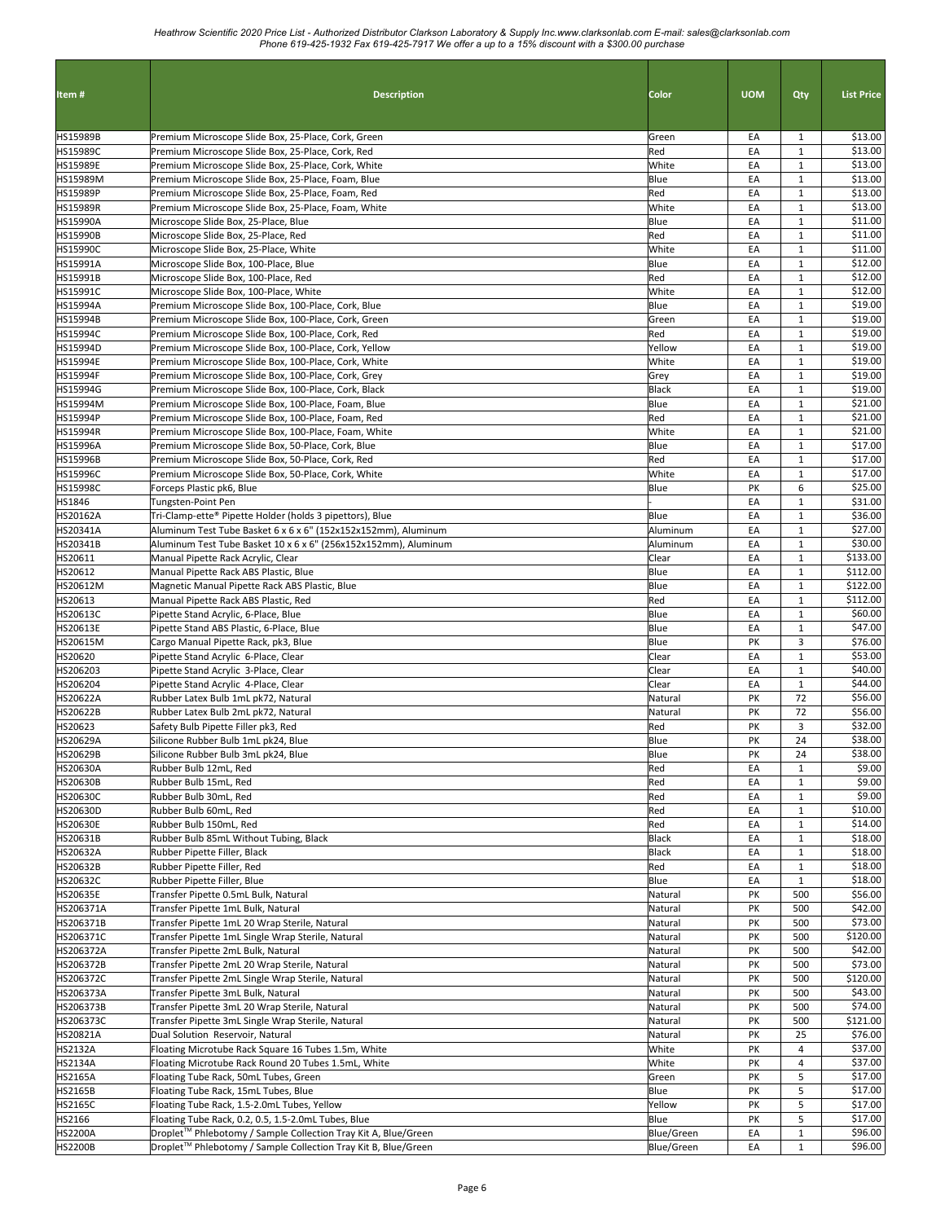| Item # | Description | Color | UOM | Qty | List Price |
|---|---|---|---|---|---|
| HS15989B | Premium Microscope Slide Box, 25-Place, Cork, Green | Green | EA | 1 | $13.00 |
| HS15989C | Premium Microscope Slide Box, 25-Place, Cork, Red | Red | EA | 1 | $13.00 |
| HS15989E | Premium Microscope Slide Box, 25-Place, Cork, White | White | EA | 1 | $13.00 |
| HS15989M | Premium Microscope Slide Box, 25-Place, Foam, Blue | Blue | EA | 1 | $13.00 |
| HS15989P | Premium Microscope Slide Box, 25-Place, Foam, Red | Red | EA | 1 | $13.00 |
| HS15989R | Premium Microscope Slide Box, 25-Place, Foam, White | White | EA | 1 | $13.00 |
| HS15990A | Microscope Slide Box, 25-Place, Blue | Blue | EA | 1 | $11.00 |
| HS15990B | Microscope Slide Box, 25-Place, Red | Red | EA | 1 | $11.00 |
| HS15990C | Microscope Slide Box, 25-Place, White | White | EA | 1 | $11.00 |
| HS15991A | Microscope Slide Box, 100-Place, Blue | Blue | EA | 1 | $12.00 |
| HS15991B | Microscope Slide Box, 100-Place, Red | Red | EA | 1 | $12.00 |
| HS15991C | Microscope Slide Box, 100-Place, White | White | EA | 1 | $12.00 |
| HS15994A | Premium Microscope Slide Box, 100-Place, Cork, Blue | Blue | EA | 1 | $19.00 |
| HS15994B | Premium Microscope Slide Box, 100-Place, Cork, Green | Green | EA | 1 | $19.00 |
| HS15994C | Premium Microscope Slide Box, 100-Place, Cork, Red | Red | EA | 1 | $19.00 |
| HS15994D | Premium Microscope Slide Box, 100-Place, Cork, Yellow | Yellow | EA | 1 | $19.00 |
| HS15994E | Premium Microscope Slide Box, 100-Place, Cork, White | White | EA | 1 | $19.00 |
| HS15994F | Premium Microscope Slide Box, 100-Place, Cork, Grey | Grey | EA | 1 | $19.00 |
| HS15994G | Premium Microscope Slide Box, 100-Place, Cork, Black | Black | EA | 1 | $19.00 |
| HS15994M | Premium Microscope Slide Box, 100-Place, Foam, Blue | Blue | EA | 1 | $21.00 |
| HS15994P | Premium Microscope Slide Box, 100-Place, Foam, Red | Red | EA | 1 | $21.00 |
| HS15994R | Premium Microscope Slide Box, 100-Place, Foam, White | White | EA | 1 | $21.00 |
| HS15996A | Premium Microscope Slide Box, 50-Place, Cork, Blue | Blue | EA | 1 | $17.00 |
| HS15996B | Premium Microscope Slide Box, 50-Place, Cork, Red | Red | EA | 1 | $17.00 |
| HS15996C | Premium Microscope Slide Box, 50-Place, Cork, White | White | EA | 1 | $17.00 |
| HS15998C | Forceps Plastic pk6, Blue | Blue | PK | 6 | $25.00 |
| HS1846 | Tungsten-Point Pen | - | EA | 1 | $31.00 |
| HS20162A | Tri-Clamp-ette® Pipette Holder (holds 3 pipettors), Blue | Blue | EA | 1 | $36.00 |
| HS20341A | Aluminum Test Tube Basket 6 x 6 x 6" (152x152x152mm), Aluminum | Aluminum | EA | 1 | $27.00 |
| HS20341B | Aluminum Test Tube Basket 10 x 6 x 6" (256x152x152mm), Aluminum | Aluminum | EA | 1 | $30.00 |
| HS20611 | Manual Pipette Rack Acrylic, Clear | Clear | EA | 1 | $133.00 |
| HS20612 | Manual Pipette Rack ABS Plastic, Blue | Blue | EA | 1 | $112.00 |
| HS20612M | Magnetic Manual Pipette Rack ABS Plastic, Blue | Blue | EA | 1 | $122.00 |
| HS20613 | Manual Pipette Rack ABS Plastic, Red | Red | EA | 1 | $112.00 |
| HS20613C | Pipette Stand Acrylic, 6-Place, Blue | Blue | EA | 1 | $60.00 |
| HS20613E | Pipette Stand ABS Plastic, 6-Place, Blue | Blue | EA | 1 | $47.00 |
| HS20615M | Cargo Manual Pipette Rack, pk3, Blue | Blue | PK | 3 | $76.00 |
| HS20620 | Pipette Stand Acrylic 6-Place, Clear | Clear | EA | 1 | $53.00 |
| HS206203 | Pipette Stand Acrylic 3-Place, Clear | Clear | EA | 1 | $40.00 |
| HS206204 | Pipette Stand Acrylic 4-Place, Clear | Clear | EA | 1 | $44.00 |
| HS20622A | Rubber Latex Bulb 1mL pk72, Natural | Natural | PK | 72 | $56.00 |
| HS20622B | Rubber Latex Bulb 2mL pk72, Natural | Natural | PK | 72 | $56.00 |
| HS20623 | Safety Bulb Pipette Filler pk3, Red | Red | PK | 3 | $32.00 |
| HS20629A | Silicone Rubber Bulb 1mL pk24, Blue | Blue | PK | 24 | $38.00 |
| HS20629B | Silicone Rubber Bulb 3mL pk24, Blue | Blue | PK | 24 | $38.00 |
| HS20630A | Rubber Bulb 12mL, Red | Red | EA | 1 | $9.00 |
| HS20630B | Rubber Bulb 15mL, Red | Red | EA | 1 | $9.00 |
| HS20630C | Rubber Bulb 30mL, Red | Red | EA | 1 | $9.00 |
| HS20630D | Rubber Bulb 60mL, Red | Red | EA | 1 | $10.00 |
| HS20630E | Rubber Bulb 150mL, Red | Red | EA | 1 | $14.00 |
| HS20631B | Rubber Bulb 85mL Without Tubing, Black | Black | EA | 1 | $18.00 |
| HS20632A | Rubber Pipette Filler, Black | Black | EA | 1 | $18.00 |
| HS20632B | Rubber Pipette Filler, Red | Red | EA | 1 | $18.00 |
| HS20632C | Rubber Pipette Filler, Blue | Blue | EA | 1 | $18.00 |
| HS20635E | Transfer Pipette 0.5mL Bulk, Natural | Natural | PK | 500 | $56.00 |
| HS206371A | Transfer Pipette 1mL Bulk, Natural | Natural | PK | 500 | $42.00 |
| HS206371B | Transfer Pipette 1mL 20 Wrap Sterile, Natural | Natural | PK | 500 | $73.00 |
| HS206371C | Transfer Pipette 1mL Single Wrap Sterile, Natural | Natural | PK | 500 | $120.00 |
| HS206372A | Transfer Pipette 2mL Bulk, Natural | Natural | PK | 500 | $42.00 |
| HS206372B | Transfer Pipette 2mL 20 Wrap Sterile, Natural | Natural | PK | 500 | $73.00 |
| HS206372C | Transfer Pipette 2mL Single Wrap Sterile, Natural | Natural | PK | 500 | $120.00 |
| HS206373A | Transfer Pipette 3mL Bulk, Natural | Natural | PK | 500 | $43.00 |
| HS206373B | Transfer Pipette 3mL 20 Wrap Sterile, Natural | Natural | PK | 500 | $74.00 |
| HS206373C | Transfer Pipette 3mL Single Wrap Sterile, Natural | Natural | PK | 500 | $121.00 |
| HS20821A | Dual Solution Reservoir, Natural | Natural | PK | 25 | $76.00 |
| HS2132A | Floating Microtube Rack Square 16 Tubes 1.5m, White | White | PK | 4 | $37.00 |
| HS2134A | Floating Microtube Rack Round 20 Tubes 1.5mL, White | White | PK | 4 | $37.00 |
| HS2165A | Floating Tube Rack, 50mL Tubes, Green | Green | PK | 5 | $17.00 |
| HS2165B | Floating Tube Rack, 15mL Tubes, Blue | Blue | PK | 5 | $17.00 |
| HS2165C | Floating Tube Rack, 1.5-2.0mL Tubes, Yellow | Yellow | PK | 5 | $17.00 |
| HS2166 | Floating Tube Rack, 0.2, 0.5, 1.5-2.0mL Tubes, Blue | Blue | PK | 5 | $17.00 |
| HS2200A | Droplet™ Phlebotomy / Sample Collection Tray Kit A, Blue/Green | Blue/Green | EA | 1 | $96.00 |
| HS2200B | Droplet™ Phlebotomy / Sample Collection Tray Kit B, Blue/Green | Blue/Green | EA | 1 | $96.00 |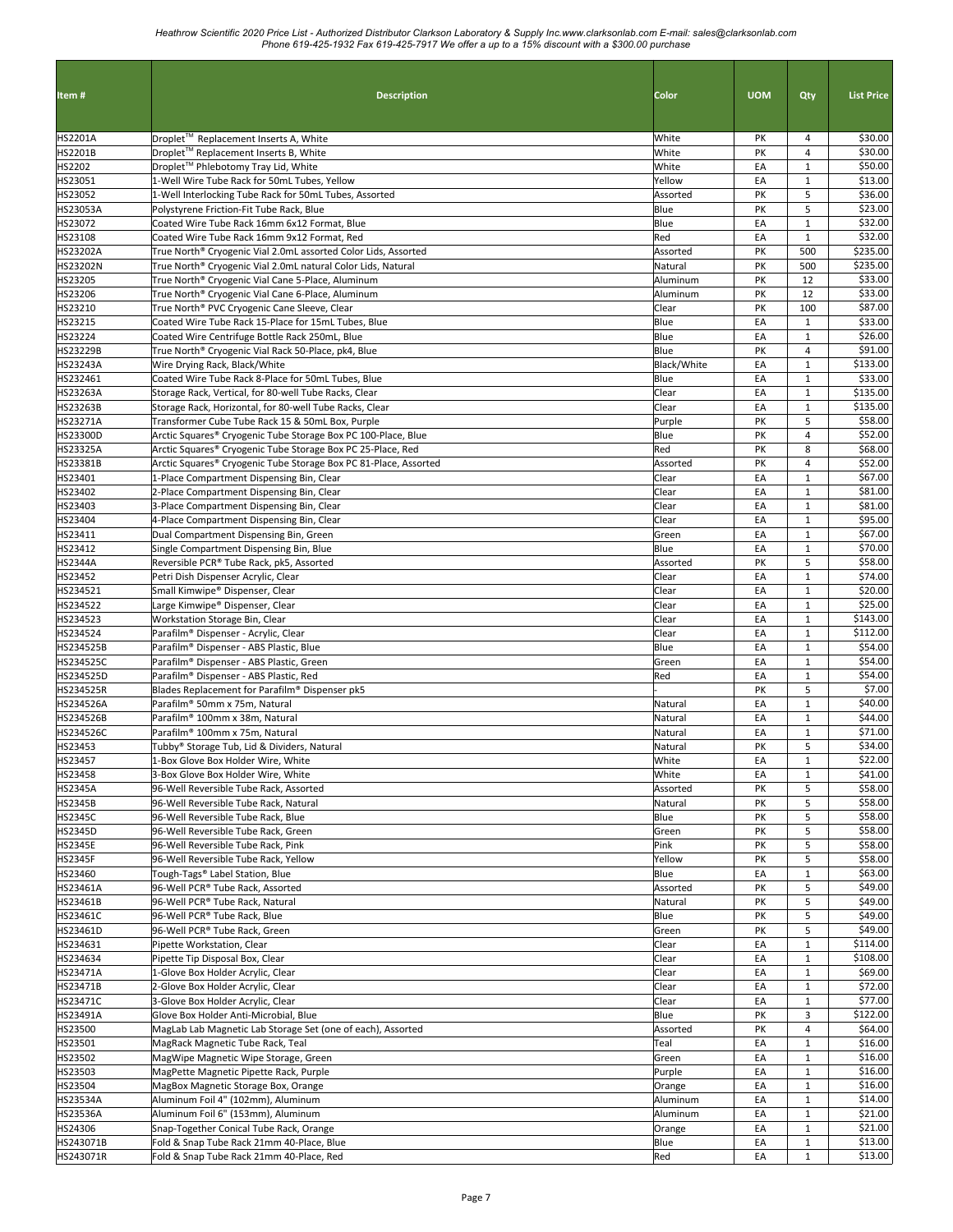| Item # | Description | Color | UOM | Qty | List Price |
|---|---|---|---|---|---|
| HS2201A | Droplet™ Replacement Inserts A, White | White | PK | 4 | $30.00 |
| HS2201B | Droplet™ Replacement Inserts B, White | White | PK | 4 | $30.00 |
| HS2202 | Droplet™ Phlebotomy Tray Lid, White | White | EA | 1 | $50.00 |
| HS23051 | 1-Well Wire Tube Rack for 50mL Tubes, Yellow | Yellow | EA | 1 | $13.00 |
| HS23052 | 1-Well Interlocking Tube Rack for 50mL Tubes, Assorted | Assorted | PK | 5 | $36.00 |
| HS23053A | Polystyrene Friction-Fit Tube Rack, Blue | Blue | PK | 5 | $23.00 |
| HS23072 | Coated Wire Tube Rack 16mm 6x12 Format, Blue | Blue | EA | 1 | $32.00 |
| HS23108 | Coated Wire Tube Rack 16mm 9x12 Format, Red | Red | EA | 1 | $32.00 |
| HS23202A | True North® Cryogenic Vial 2.0mL assorted Color Lids, Assorted | Assorted | PK | 500 | $235.00 |
| HS23202N | True North® Cryogenic Vial 2.0mL natural Color Lids, Natural | Natural | PK | 500 | $235.00 |
| HS23205 | True North® Cryogenic Vial Cane 5-Place, Aluminum | Aluminum | PK | 12 | $33.00 |
| HS23206 | True North® Cryogenic Vial Cane 6-Place, Aluminum | Aluminum | PK | 12 | $33.00 |
| HS23210 | True North® PVC Cryogenic Cane Sleeve, Clear | Clear | PK | 100 | $87.00 |
| HS23215 | Coated Wire Tube Rack 15-Place for 15mL Tubes, Blue | Blue | EA | 1 | $33.00 |
| HS23224 | Coated Wire Centrifuge Bottle Rack 250mL, Blue | Blue | EA | 1 | $26.00 |
| HS23229B | True North® Cryogenic Vial Rack 50-Place, pk4, Blue | Blue | PK | 4 | $91.00 |
| HS23243A | Wire Drying Rack, Black/White | Black/White | EA | 1 | $133.00 |
| HS232461 | Coated Wire Tube Rack 8-Place for 50mL Tubes, Blue | Blue | EA | 1 | $33.00 |
| HS23263A | Storage Rack, Vertical, for 80-well Tube Racks, Clear | Clear | EA | 1 | $135.00 |
| HS23263B | Storage Rack, Horizontal, for 80-well Tube Racks, Clear | Clear | EA | 1 | $135.00 |
| HS23271A | Transformer Cube Tube Rack 15 & 50mL Box, Purple | Purple | PK | 5 | $58.00 |
| HS23300D | Arctic Squares® Cryogenic Tube Storage Box PC 100-Place, Blue | Blue | PK | 4 | $52.00 |
| HS23325A | Arctic Squares® Cryogenic Tube Storage Box PC 25-Place, Red | Red | PK | 8 | $68.00 |
| HS23381B | Arctic Squares® Cryogenic Tube Storage Box PC 81-Place, Assorted | Assorted | PK | 4 | $52.00 |
| HS23401 | 1-Place Compartment Dispensing Bin, Clear | Clear | EA | 1 | $67.00 |
| HS23402 | 2-Place Compartment Dispensing Bin, Clear | Clear | EA | 1 | $81.00 |
| HS23403 | 3-Place Compartment Dispensing Bin, Clear | Clear | EA | 1 | $81.00 |
| HS23404 | 4-Place Compartment Dispensing Bin, Clear | Clear | EA | 1 | $95.00 |
| HS23411 | Dual Compartment Dispensing Bin, Green | Green | EA | 1 | $67.00 |
| HS23412 | Single Compartment Dispensing Bin, Blue | Blue | EA | 1 | $70.00 |
| HS2344A | Reversible PCR® Tube Rack, pk5, Assorted | Assorted | PK | 5 | $58.00 |
| HS23452 | Petri Dish Dispenser Acrylic, Clear | Clear | EA | 1 | $74.00 |
| HS234521 | Small Kimwipe® Dispenser, Clear | Clear | EA | 1 | $20.00 |
| HS234522 | Large Kimwipe® Dispenser, Clear | Clear | EA | 1 | $25.00 |
| HS234523 | Workstation Storage Bin, Clear | Clear | EA | 1 | $143.00 |
| HS234524 | Parafilm® Dispenser - Acrylic, Clear | Clear | EA | 1 | $112.00 |
| HS234525B | Parafilm® Dispenser - ABS Plastic, Blue | Blue | EA | 1 | $54.00 |
| HS234525C | Parafilm® Dispenser - ABS Plastic, Green | Green | EA | 1 | $54.00 |
| HS234525D | Parafilm® Dispenser - ABS Plastic, Red | Red | EA | 1 | $54.00 |
| HS234525R | Blades Replacement for Parafilm® Dispenser pk5 | - | PK | 5 | $7.00 |
| HS234526A | Parafilm® 50mm x 75m, Natural | Natural | EA | 1 | $40.00 |
| HS234526B | Parafilm® 100mm x 38m, Natural | Natural | EA | 1 | $44.00 |
| HS234526C | Parafilm® 100mm x 75m, Natural | Natural | EA | 1 | $71.00 |
| HS23453 | Tubby® Storage Tub, Lid & Dividers, Natural | Natural | PK | 5 | $34.00 |
| HS23457 | 1-Box Glove Box Holder Wire, White | White | EA | 1 | $22.00 |
| HS23458 | 3-Box Glove Box Holder Wire, White | White | EA | 1 | $41.00 |
| HS2345A | 96-Well Reversible Tube Rack, Assorted | Assorted | PK | 5 | $58.00 |
| HS2345B | 96-Well Reversible Tube Rack, Natural | Natural | PK | 5 | $58.00 |
| HS2345C | 96-Well Reversible Tube Rack, Blue | Blue | PK | 5 | $58.00 |
| HS2345D | 96-Well Reversible Tube Rack, Green | Green | PK | 5 | $58.00 |
| HS2345E | 96-Well Reversible Tube Rack, Pink | Pink | PK | 5 | $58.00 |
| HS2345F | 96-Well Reversible Tube Rack, Yellow | Yellow | PK | 5 | $58.00 |
| HS23460 | Tough-Tags® Label Station, Blue | Blue | EA | 1 | $63.00 |
| HS23461A | 96-Well PCR® Tube Rack, Assorted | Assorted | PK | 5 | $49.00 |
| HS23461B | 96-Well PCR® Tube Rack, Natural | Natural | PK | 5 | $49.00 |
| HS23461C | 96-Well PCR® Tube Rack, Blue | Blue | PK | 5 | $49.00 |
| HS23461D | 96-Well PCR® Tube Rack, Green | Green | PK | 5 | $49.00 |
| HS234631 | Pipette Workstation, Clear | Clear | EA | 1 | $114.00 |
| HS234634 | Pipette Tip Disposal Box, Clear | Clear | EA | 1 | $108.00 |
| HS23471A | 1-Glove Box Holder Acrylic, Clear | Clear | EA | 1 | $69.00 |
| HS23471B | 2-Glove Box Holder Acrylic, Clear | Clear | EA | 1 | $72.00 |
| HS23471C | 3-Glove Box Holder Acrylic, Clear | Clear | EA | 1 | $77.00 |
| HS23491A | Glove Box Holder Anti-Microbial, Blue | Blue | PK | 3 | $122.00 |
| HS23500 | MagLab Lab Magnetic Lab Storage Set (one of each), Assorted | Assorted | PK | 4 | $64.00 |
| HS23501 | MagRack Magnetic Tube Rack, Teal | Teal | EA | 1 | $16.00 |
| HS23502 | MagWipe Magnetic Wipe Storage, Green | Green | EA | 1 | $16.00 |
| HS23503 | MagPette Magnetic Pipette Rack, Purple | Purple | EA | 1 | $16.00 |
| HS23504 | MagBox Magnetic Storage Box, Orange | Orange | EA | 1 | $16.00 |
| HS23534A | Aluminum Foil 4" (102mm), Aluminum | Aluminum | EA | 1 | $14.00 |
| HS23536A | Aluminum Foil 6" (153mm), Aluminum | Aluminum | EA | 1 | $21.00 |
| HS24306 | Snap-Together Conical Tube Rack, Orange | Orange | EA | 1 | $21.00 |
| HS243071B | Fold & Snap Tube Rack 21mm 40-Place, Blue | Blue | EA | 1 | $13.00 |
| HS243071R | Fold & Snap Tube Rack 21mm 40-Place, Red | Red | EA | 1 | $13.00 |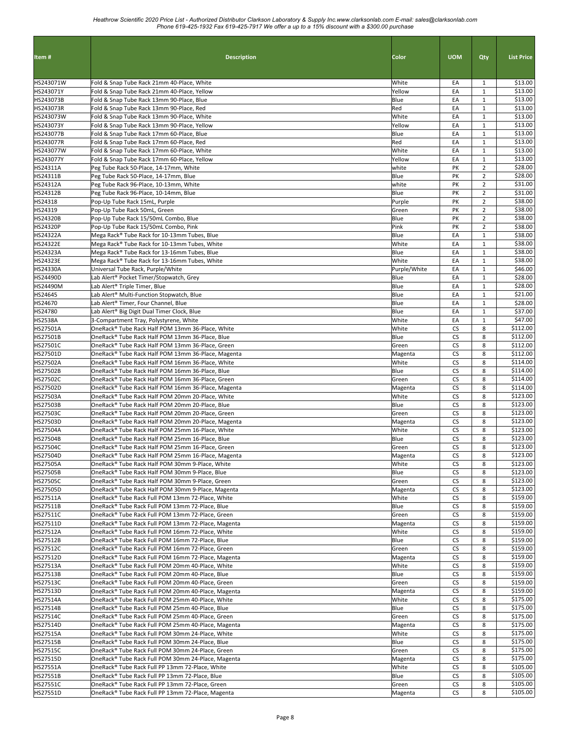| Item # | Description | Color | UOM | Qty | List Price |
|---|---|---|---|---|---|
| HS243071W | Fold & Snap Tube Rack 21mm 40-Place, White | White | EA | 1 | $13.00 |
| HS243071Y | Fold & Snap Tube Rack 21mm 40-Place, Yellow | Yellow | EA | 1 | $13.00 |
| HS243073B | Fold & Snap Tube Rack 13mm 90-Place, Blue | Blue | EA | 1 | $13.00 |
| HS243073R | Fold & Snap Tube Rack 13mm 90-Place, Red | Red | EA | 1 | $13.00 |
| HS243073W | Fold & Snap Tube Rack 13mm 90-Place, White | White | EA | 1 | $13.00 |
| HS243073Y | Fold & Snap Tube Rack 13mm 90-Place, Yellow | Yellow | EA | 1 | $13.00 |
| HS243077B | Fold & Snap Tube Rack 17mm 60-Place, Blue | Blue | EA | 1 | $13.00 |
| HS243077R | Fold & Snap Tube Rack 17mm 60-Place, Red | Red | EA | 1 | $13.00 |
| HS243077W | Fold & Snap Tube Rack 17mm 60-Place, White | White | EA | 1 | $13.00 |
| HS243077Y | Fold & Snap Tube Rack 17mm 60-Place, Yellow | Yellow | EA | 1 | $13.00 |
| HS24311A | Peg Tube Rack 50-Place, 14-17mm, White | white | PK | 2 | $28.00 |
| HS24311B | Peg Tube Rack 50-Place, 14-17mm, Blue | Blue | PK | 2 | $28.00 |
| HS24312A | Peg Tube Rack 96-Place, 10-13mm, White | white | PK | 2 | $31.00 |
| HS24312B | Peg Tube Rack 96-Place, 10-14mm, Blue | Blue | PK | 2 | $31.00 |
| HS24318 | Pop-Up Tube Rack 15mL, Purple | Purple | PK | 2 | $38.00 |
| HS24319 | Pop-Up Tube Rack 50mL, Green | Green | PK | 2 | $38.00 |
| HS24320B | Pop-Up Tube Rack 15/50mL Combo, Blue | Blue | PK | 2 | $38.00 |
| HS24320P | Pop-Up Tube Rack 15/50mL Combo, Pink | Pink | PK | 2 | $38.00 |
| HS24322A | Mega Rack® Tube Rack for 10-13mm Tubes, Blue | Blue | EA | 1 | $38.00 |
| HS24322E | Mega Rack® Tube Rack for 10-13mm Tubes, White | White | EA | 1 | $38.00 |
| HS24323A | Mega Rack® Tube Rack for 13-16mm Tubes, Blue | Blue | EA | 1 | $38.00 |
| HS24323E | Mega Rack® Tube Rack for 13-16mm Tubes, White | White | EA | 1 | $38.00 |
| HS24330A | Universal Tube Rack, Purple/White | Purple/White | EA | 1 | $46.00 |
| HS24490D | Lab Alert® Pocket Timer/Stopwatch, Grey | Blue | EA | 1 | $28.00 |
| HS24490M | Lab Alert® Triple Timer, Blue | Blue | EA | 1 | $28.00 |
| HS24645 | Lab Alert® Multi-Function Stopwatch, Blue | Blue | EA | 1 | $21.00 |
| HS24670 | Lab Alert® Timer, Four Channel, Blue | Blue | EA | 1 | $28.00 |
| HS24780 | Lab Alert® Big Digit Dual Timer Clock, Blue | Blue | EA | 1 | $37.00 |
| HS2538A | 3-Compartment Tray, Polystyrene, White | White | EA | 1 | $47.00 |
| HS27501A | OneRack® Tube Rack Half POM 13mm 36-Place, White | White | CS | 8 | $112.00 |
| HS27501B | OneRack® Tube Rack Half POM 13mm 36-Place, Blue | Blue | CS | 8 | $112.00 |
| HS27501C | OneRack® Tube Rack Half POM 13mm 36-Place, Green | Green | CS | 8 | $112.00 |
| HS27501D | OneRack® Tube Rack Half POM 13mm 36-Place, Magenta | Magenta | CS | 8 | $112.00 |
| HS27502A | OneRack® Tube Rack Half POM 16mm 36-Place, White | White | CS | 8 | $114.00 |
| HS27502B | OneRack® Tube Rack Half POM 16mm 36-Place, Blue | Blue | CS | 8 | $114.00 |
| HS27502C | OneRack® Tube Rack Half POM 16mm 36-Place, Green | Green | CS | 8 | $114.00 |
| HS27502D | OneRack® Tube Rack Half POM 16mm 36-Place, Magenta | Magenta | CS | 8 | $114.00 |
| HS27503A | OneRack® Tube Rack Half POM 20mm 20-Place, White | White | CS | 8 | $123.00 |
| HS27503B | OneRack® Tube Rack Half POM 20mm 20-Place, Blue | Blue | CS | 8 | $123.00 |
| HS27503C | OneRack® Tube Rack Half POM 20mm 20-Place, Green | Green | CS | 8 | $123.00 |
| HS27503D | OneRack® Tube Rack Half POM 20mm 20-Place, Magenta | Magenta | CS | 8 | $123.00 |
| HS27504A | OneRack® Tube Rack Half POM 25mm 16-Place, White | White | CS | 8 | $123.00 |
| HS27504B | OneRack® Tube Rack Half POM 25mm 16-Place, Blue | Blue | CS | 8 | $123.00 |
| HS27504C | OneRack® Tube Rack Half POM 25mm 16-Place, Green | Green | CS | 8 | $123.00 |
| HS27504D | OneRack® Tube Rack Half POM 25mm 16-Place, Magenta | Magenta | CS | 8 | $123.00 |
| HS27505A | OneRack® Tube Rack Half POM 30mm 9-Place, White | White | CS | 8 | $123.00 |
| HS27505B | OneRack® Tube Rack Half POM 30mm 9-Place, Blue | Blue | CS | 8 | $123.00 |
| HS27505C | OneRack® Tube Rack Half POM 30mm 9-Place, Green | Green | CS | 8 | $123.00 |
| HS27505D | OneRack® Tube Rack Half POM 30mm 9-Place, Magenta | Magenta | CS | 8 | $123.00 |
| HS27511A | OneRack® Tube Rack Full POM 13mm 72-Place, White | White | CS | 8 | $159.00 |
| HS27511B | OneRack® Tube Rack Full POM 13mm 72-Place, Blue | Blue | CS | 8 | $159.00 |
| HS27511C | OneRack® Tube Rack Full POM 13mm 72-Place, Green | Green | CS | 8 | $159.00 |
| HS27511D | OneRack® Tube Rack Full POM 13mm 72-Place, Magenta | Magenta | CS | 8 | $159.00 |
| HS27512A | OneRack® Tube Rack Full POM 16mm 72-Place, White | White | CS | 8 | $159.00 |
| HS27512B | OneRack® Tube Rack Full POM 16mm 72-Place, Blue | Blue | CS | 8 | $159.00 |
| HS27512C | OneRack® Tube Rack Full POM 16mm 72-Place, Green | Green | CS | 8 | $159.00 |
| HS27512D | OneRack® Tube Rack Full POM 16mm 72-Place, Magenta | Magenta | CS | 8 | $159.00 |
| HS27513A | OneRack® Tube Rack Full POM 20mm 40-Place, White | White | CS | 8 | $159.00 |
| HS27513B | OneRack® Tube Rack Full POM 20mm 40-Place, Blue | Blue | CS | 8 | $159.00 |
| HS27513C | OneRack® Tube Rack Full POM 20mm 40-Place, Green | Green | CS | 8 | $159.00 |
| HS27513D | OneRack® Tube Rack Full POM 20mm 40-Place, Magenta | Magenta | CS | 8 | $159.00 |
| HS27514A | OneRack® Tube Rack Full POM 25mm 40-Place, White | White | CS | 8 | $175.00 |
| HS27514B | OneRack® Tube Rack Full POM 25mm 40-Place, Blue | Blue | CS | 8 | $175.00 |
| HS27514C | OneRack® Tube Rack Full POM 25mm 40-Place, Green | Green | CS | 8 | $175.00 |
| HS27514D | OneRack® Tube Rack Full POM 25mm 40-Place, Magenta | Magenta | CS | 8 | $175.00 |
| HS27515A | OneRack® Tube Rack Full POM 30mm 24-Place, White | White | CS | 8 | $175.00 |
| HS27515B | OneRack® Tube Rack Full POM 30mm 24-Place, Blue | Blue | CS | 8 | $175.00 |
| HS27515C | OneRack® Tube Rack Full POM 30mm 24-Place, Green | Green | CS | 8 | $175.00 |
| HS27515D | OneRack® Tube Rack Full POM 30mm 24-Place, Magenta | Magenta | CS | 8 | $175.00 |
| HS27551A | OneRack® Tube Rack Full PP 13mm 72-Place, White | White | CS | 8 | $105.00 |
| HS27551B | OneRack® Tube Rack Full PP 13mm 72-Place, Blue | Blue | CS | 8 | $105.00 |
| HS27551C | OneRack® Tube Rack Full PP 13mm 72-Place, Green | Green | CS | 8 | $105.00 |
| HS27551D | OneRack® Tube Rack Full PP 13mm 72-Place, Magenta | Magenta | CS | 8 | $105.00 |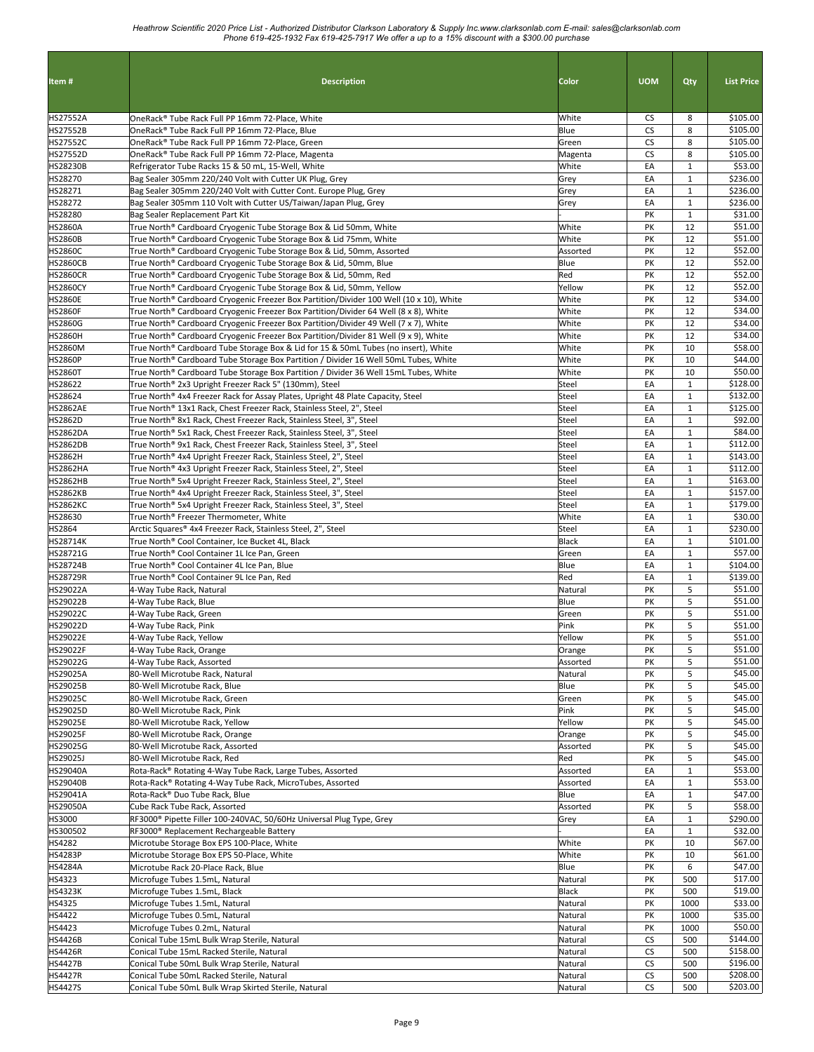| Item # | Description | Color | UOM | Qty | List Price |
|---|---|---|---|---|---|
| HS27552A | OneRack® Tube Rack Full PP 16mm 72-Place, White | White | CS | 8 | $105.00 |
| HS27552B | OneRack® Tube Rack Full PP 16mm 72-Place, Blue | Blue | CS | 8 | $105.00 |
| HS27552C | OneRack® Tube Rack Full PP 16mm 72-Place, Green | Green | CS | 8 | $105.00 |
| HS27552D | OneRack® Tube Rack Full PP 16mm 72-Place, Magenta | Magenta | CS | 8 | $105.00 |
| HS28230B | Refrigerator Tube Racks 15 & 50 mL, 15-Well, White | White | EA | 1 | $53.00 |
| HS28270 | Bag Sealer 305mm 220/240 Volt with Cutter UK Plug, Grey | Grey | EA | 1 | $236.00 |
| HS28271 | Bag Sealer 305mm 220/240 Volt with Cutter Cont. Europe Plug, Grey | Grey | EA | 1 | $236.00 |
| HS28272 | Bag Sealer 305mm 110 Volt with Cutter US/Taiwan/Japan Plug, Grey | Grey | EA | 1 | $236.00 |
| HS28280 | Bag Sealer Replacement Part Kit | - | PK | 1 | $31.00 |
| HS2860A | True North® Cardboard Cryogenic Tube Storage Box & Lid 50mm, White | White | PK | 12 | $51.00 |
| HS2860B | True North® Cardboard Cryogenic Tube Storage Box & Lid 75mm, White | White | PK | 12 | $51.00 |
| HS2860C | True North® Cardboard Cryogenic Tube Storage Box & Lid, 50mm, Assorted | Assorted | PK | 12 | $52.00 |
| HS2860CB | True North® Cardboard Cryogenic Tube Storage Box & Lid, 50mm, Blue | Blue | PK | 12 | $52.00 |
| HS2860CR | True North® Cardboard Cryogenic Tube Storage Box & Lid, 50mm, Red | Red | PK | 12 | $52.00 |
| HS2860CY | True North® Cardboard Cryogenic Tube Storage Box & Lid, 50mm, Yellow | Yellow | PK | 12 | $52.00 |
| HS2860E | True North® Cardboard Cryogenic Freezer Box Partition/Divider 100 Well (10 x 10), White | White | PK | 12 | $34.00 |
| HS2860F | True North® Cardboard Cryogenic Freezer Box Partition/Divider 64 Well (8 x 8), White | White | PK | 12 | $34.00 |
| HS2860G | True North® Cardboard Cryogenic Freezer Box Partition/Divider 49 Well (7 x 7), White | White | PK | 12 | $34.00 |
| HS2860H | True North® Cardboard Cryogenic Freezer Box Partition/Divider 81 Well (9 x 9), White | White | PK | 12 | $34.00 |
| HS2860M | True North® Cardboard Tube Storage Box & Lid for 15 & 50mL Tubes (no insert), White | White | PK | 10 | $58.00 |
| HS2860P | True North® Cardboard Tube Storage Box Partition / Divider 16 Well 50mL Tubes, White | White | PK | 10 | $44.00 |
| HS2860T | True North® Cardboard Tube Storage Box Partition / Divider 36 Well 15mL Tubes, White | White | PK | 10 | $50.00 |
| HS28622 | True North® 2x3 Upright Freezer Rack 5" (130mm), Steel | Steel | EA | 1 | $128.00 |
| HS28624 | True North® 4x4 Freezer Rack for Assay Plates, Upright 48 Plate Capacity, Steel | Steel | EA | 1 | $132.00 |
| HS2862AE | True North® 13x1 Rack, Chest Freezer Rack, Stainless Steel, 2", Steel | Steel | EA | 1 | $125.00 |
| HS2862D | True North® 8x1 Rack, Chest Freezer Rack, Stainless Steel, 3", Steel | Steel | EA | 1 | $92.00 |
| HS2862DA | True North® 5x1 Rack, Chest Freezer Rack, Stainless Steel, 3", Steel | Steel | EA | 1 | $84.00 |
| HS2862DB | True North® 9x1 Rack, Chest Freezer Rack, Stainless Steel, 3", Steel | Steel | EA | 1 | $112.00 |
| HS2862H | True North® 4x4 Upright Freezer Rack, Stainless Steel, 2", Steel | Steel | EA | 1 | $143.00 |
| HS2862HA | True North® 4x3 Upright Freezer Rack, Stainless Steel, 2", Steel | Steel | EA | 1 | $112.00 |
| HS2862HB | True North® 5x4 Upright Freezer Rack, Stainless Steel, 2", Steel | Steel | EA | 1 | $163.00 |
| HS2862KB | True North® 4x4 Upright Freezer Rack, Stainless Steel, 3", Steel | Steel | EA | 1 | $157.00 |
| HS2862KC | True North® 5x4 Upright Freezer Rack, Stainless Steel, 3", Steel | Steel | EA | 1 | $179.00 |
| HS28630 | True North® Freezer Thermometer, White | White | EA | 1 | $30.00 |
| HS2864 | Arctic Squares® 4x4 Freezer Rack, Stainless Steel, 2", Steel | Steel | EA | 1 | $230.00 |
| HS28714K | True North® Cool Container, Ice Bucket 4L, Black | Black | EA | 1 | $101.00 |
| HS28721G | True North® Cool Container 1L Ice Pan, Green | Green | EA | 1 | $57.00 |
| HS28724B | True North® Cool Container 4L Ice Pan, Blue | Blue | EA | 1 | $104.00 |
| HS28729R | True North® Cool Container 9L Ice Pan, Red | Red | EA | 1 | $139.00 |
| HS29022A | 4-Way Tube Rack, Natural | Natural | PK | 5 | $51.00 |
| HS29022B | 4-Way Tube Rack, Blue | Blue | PK | 5 | $51.00 |
| HS29022C | 4-Way Tube Rack, Green | Green | PK | 5 | $51.00 |
| HS29022D | 4-Way Tube Rack, Pink | Pink | PK | 5 | $51.00 |
| HS29022E | 4-Way Tube Rack, Yellow | Yellow | PK | 5 | $51.00 |
| HS29022F | 4-Way Tube Rack, Orange | Orange | PK | 5 | $51.00 |
| HS29022G | 4-Way Tube Rack, Assorted | Assorted | PK | 5 | $51.00 |
| HS29025A | 80-Well Microtube Rack, Natural | Natural | PK | 5 | $45.00 |
| HS29025B | 80-Well Microtube Rack, Blue | Blue | PK | 5 | $45.00 |
| HS29025C | 80-Well Microtube Rack, Green | Green | PK | 5 | $45.00 |
| HS29025D | 80-Well Microtube Rack, Pink | Pink | PK | 5 | $45.00 |
| HS29025E | 80-Well Microtube Rack, Yellow | Yellow | PK | 5 | $45.00 |
| HS29025F | 80-Well Microtube Rack, Orange | Orange | PK | 5 | $45.00 |
| HS29025G | 80-Well Microtube Rack, Assorted | Assorted | PK | 5 | $45.00 |
| HS29025J | 80-Well Microtube Rack, Red | Red | PK | 5 | $45.00 |
| HS29040A | Rota-Rack® Rotating 4-Way Tube Rack, Large Tubes, Assorted | Assorted | EA | 1 | $53.00 |
| HS29040B | Rota-Rack® Rotating 4-Way Tube Rack, MicroTubes, Assorted | Assorted | EA | 1 | $53.00 |
| HS29041A | Rota-Rack® Duo Tube Rack, Blue | Blue | EA | 1 | $47.00 |
| HS29050A | Cube Rack Tube Rack, Assorted | Assorted | PK | 5 | $58.00 |
| HS3000 | RF3000® Pipette Filler 100-240VAC, 50/60Hz Universal Plug Type, Grey | Grey | EA | 1 | $290.00 |
| HS300502 | RF3000® Replacement Rechargeable Battery | - | EA | 1 | $32.00 |
| HS4282 | Microtube Storage Box EPS 100-Place, White | White | PK | 10 | $67.00 |
| HS4283P | Microtube Storage Box EPS 50-Place, White | White | PK | 10 | $61.00 |
| HS4284A | Microtube Rack 20-Place Rack, Blue | Blue | PK | 6 | $47.00 |
| HS4323 | Microfuge Tubes 1.5mL, Natural | Natural | PK | 500 | $17.00 |
| HS4323K | Microfuge Tubes 1.5mL, Black | Black | PK | 500 | $19.00 |
| HS4325 | Microfuge Tubes 1.5mL, Natural | Natural | PK | 1000 | $33.00 |
| HS4422 | Microfuge Tubes 0.5mL, Natural | Natural | PK | 1000 | $35.00 |
| HS4423 | Microfuge Tubes 0.2mL, Natural | Natural | PK | 1000 | $50.00 |
| HS4426B | Conical Tube 15mL Bulk Wrap Sterile, Natural | Natural | CS | 500 | $144.00 |
| HS4426R | Conical Tube 15mL Racked Sterile, Natural | Natural | CS | 500 | $158.00 |
| HS4427B | Conical Tube 50mL Bulk Wrap Sterile, Natural | Natural | CS | 500 | $196.00 |
| HS4427R | Conical Tube 50mL Racked Sterile, Natural | Natural | CS | 500 | $208.00 |
| HS4427S | Conical Tube 50mL Bulk Wrap Skirted Sterile, Natural | Natural | CS | 500 | $203.00 |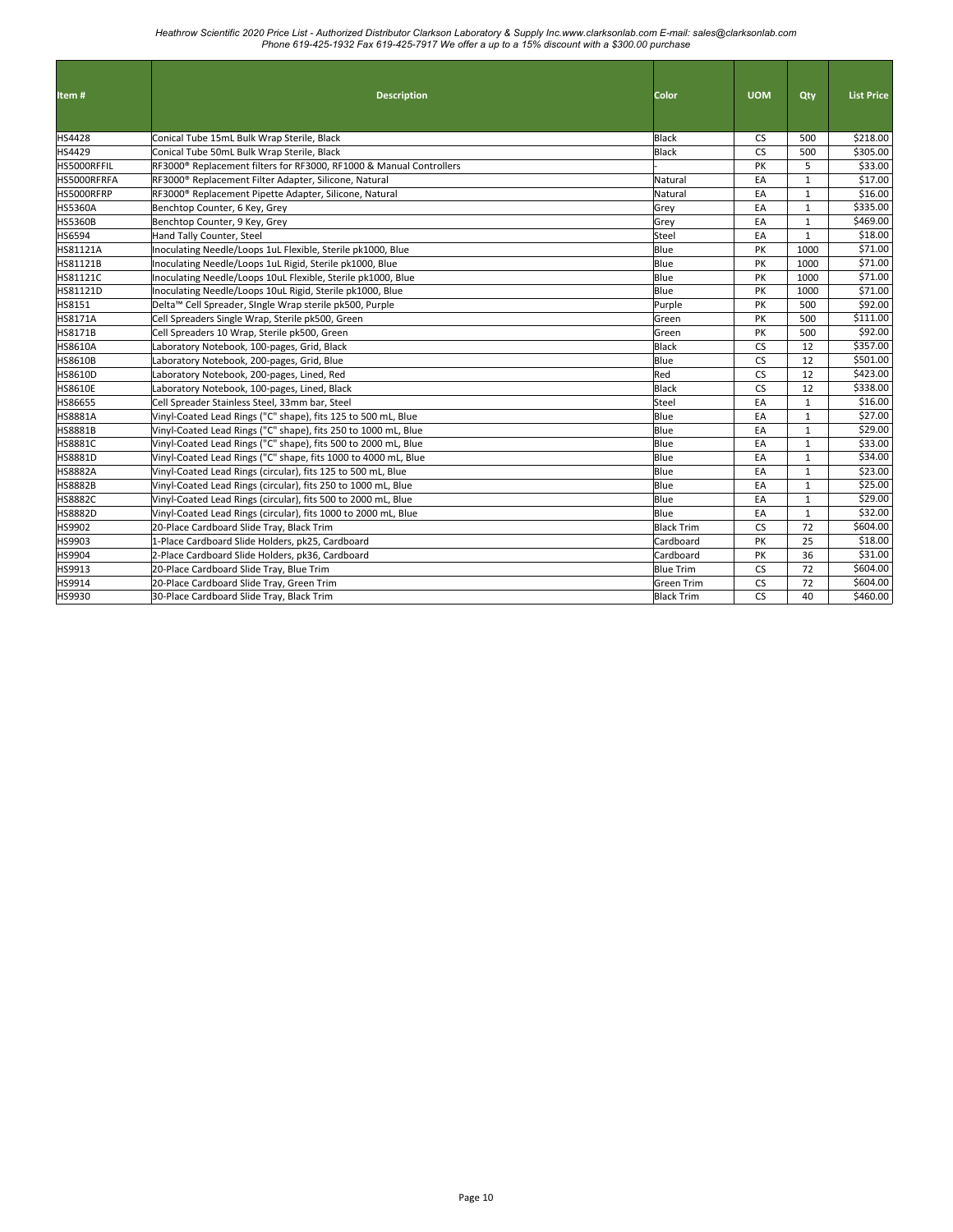| Item # | Description | Color | UOM | Qty | List Price |
|---|---|---|---|---|---|
| HS4428 | Conical Tube 15mL Bulk Wrap Sterile, Black | Black | CS | 500 | $218.00 |
| HS4429 | Conical Tube 50mL Bulk Wrap Sterile, Black | Black | CS | 500 | $305.00 |
| HS5000RFFIL | RF3000® Replacement filters for RF3000, RF1000 & Manual Controllers | - | PK | 5 | $33.00 |
| HS5000RFRFA | RF3000® Replacement Filter Adapter, Silicone, Natural | Natural | EA | 1 | $17.00 |
| HS5000RFRP | RF3000® Replacement Pipette Adapter, Silicone, Natural | Natural | EA | 1 | $16.00 |
| HS5360A | Benchtop Counter, 6 Key, Grey | Grey | EA | 1 | $335.00 |
| HS5360B | Benchtop Counter, 9 Key, Grey | Grey | EA | 1 | $469.00 |
| HS6594 | Hand Tally Counter, Steel | Steel | EA | 1 | $18.00 |
| HS81121A | Inoculating Needle/Loops 1uL Flexible, Sterile pk1000, Blue | Blue | PK | 1000 | $71.00 |
| HS81121B | Inoculating Needle/Loops 1uL Rigid, Sterile pk1000, Blue | Blue | PK | 1000 | $71.00 |
| HS81121C | Inoculating Needle/Loops 10uL Flexible, Sterile pk1000, Blue | Blue | PK | 1000 | $71.00 |
| HS81121D | Inoculating Needle/Loops 10uL Rigid, Sterile pk1000, Blue | Blue | PK | 1000 | $71.00 |
| HS8151 | Delta™ Cell Spreader, SIngle Wrap sterile pk500, Purple | Purple | PK | 500 | $92.00 |
| HS8171A | Cell Spreaders Single Wrap, Sterile pk500, Green | Green | PK | 500 | $111.00 |
| HS8171B | Cell Spreaders 10 Wrap, Sterile pk500, Green | Green | PK | 500 | $92.00 |
| HS8610A | Laboratory Notebook, 100-pages, Grid, Black | Black | CS | 12 | $357.00 |
| HS8610B | Laboratory Notebook, 200-pages, Grid, Blue | Blue | CS | 12 | $501.00 |
| HS8610D | Laboratory Notebook, 200-pages, Lined, Red | Red | CS | 12 | $423.00 |
| HS8610E | Laboratory Notebook, 100-pages, Lined, Black | Black | CS | 12 | $338.00 |
| HS86655 | Cell Spreader Stainless Steel, 33mm bar, Steel | Steel | EA | 1 | $16.00 |
| HS8881A | Vinyl-Coated Lead Rings ("C" shape), fits 125 to 500 mL, Blue | Blue | EA | 1 | $27.00 |
| HS8881B | Vinyl-Coated Lead Rings ("C" shape), fits 250 to 1000 mL, Blue | Blue | EA | 1 | $29.00 |
| HS8881C | Vinyl-Coated Lead Rings ("C" shape), fits 500 to 2000 mL, Blue | Blue | EA | 1 | $33.00 |
| HS8881D | Vinyl-Coated Lead Rings ("C" shape, fits 1000 to 4000 mL, Blue | Blue | EA | 1 | $34.00 |
| HS8882A | Vinyl-Coated Lead Rings (circular), fits 125 to 500 mL, Blue | Blue | EA | 1 | $23.00 |
| HS8882B | Vinyl-Coated Lead Rings (circular), fits 250 to 1000 mL, Blue | Blue | EA | 1 | $25.00 |
| HS8882C | Vinyl-Coated Lead Rings (circular), fits 500 to 2000 mL, Blue | Blue | EA | 1 | $29.00 |
| HS8882D | Vinyl-Coated Lead Rings (circular), fits 1000 to 2000 mL, Blue | Blue | EA | 1 | $32.00 |
| HS9902 | 20-Place Cardboard Slide Tray, Black Trim | Black Trim | CS | 72 | $604.00 |
| HS9903 | 1-Place Cardboard Slide Holders, pk25, Cardboard | Cardboard | PK | 25 | $18.00 |
| HS9904 | 2-Place Cardboard Slide Holders, pk36, Cardboard | Cardboard | PK | 36 | $31.00 |
| HS9913 | 20-Place Cardboard Slide Tray, Blue Trim | Blue Trim | CS | 72 | $604.00 |
| HS9914 | 20-Place Cardboard Slide Tray, Green Trim | Green Trim | CS | 72 | $604.00 |
| HS9930 | 30-Place Cardboard Slide Tray, Black Trim | Black Trim | CS | 40 | $460.00 |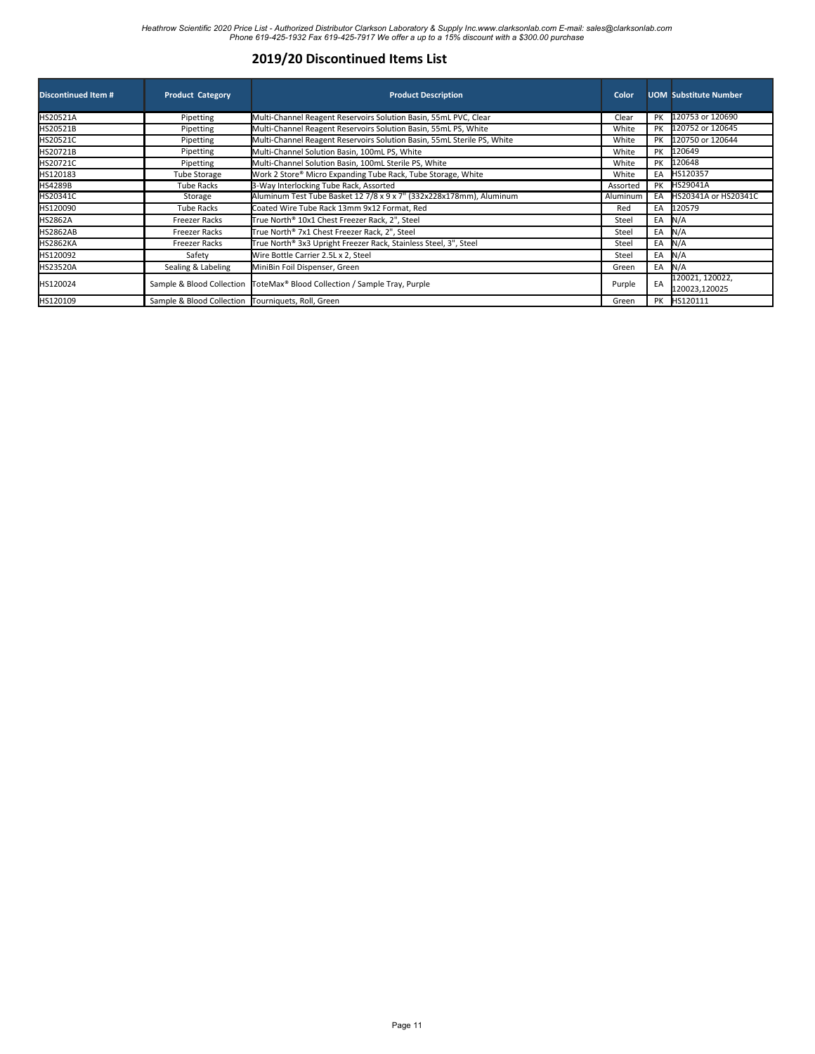## 2019/20 Discontinued Items List

| Discontinued Item # | Product Category | Product Description | Color | UOM | Substitute Number |
|---|---|---|---|---|---|
| HS20521A | Pipetting | Multi-Channel Reagent Reservoirs Solution Basin, 55mL PVC, Clear | Clear | PK | 120753 or 120690 |
| HS20521B | Pipetting | Multi-Channel Reagent Reservoirs Solution Basin, 55mL PS, White | White | PK | 120752 or 120645 |
| HS20521C | Pipetting | Multi-Channel Reagent Reservoirs Solution Basin, 55mL Sterile PS, White | White | PK | 120750 or 120644 |
| HS20721B | Pipetting | Multi-Channel Solution Basin, 100mL PS, White | White | PK | 120649 |
| HS20721C | Pipetting | Multi-Channel Solution Basin, 100mL Sterile PS, White | White | PK | 120648 |
| HS120183 | Tube Storage | Work 2 Store® Micro Expanding Tube Rack, Tube Storage, White | White | EA | HS120357 |
| HS4289B | Tube Racks | 3-Way Interlocking Tube Rack, Assorted | Assorted | PK | HS29041A |
| HS20341C | Storage | Aluminum Test Tube Basket 12 7/8 x 9 x 7" (332x228x178mm), Aluminum | Aluminum | EA | HS20341A or HS20341C |
| HS120090 | Tube Racks | Coated Wire Tube Rack 13mm 9x12 Format, Red | Red | EA | 120579 |
| HS2862A | Freezer Racks | True North® 10x1 Chest Freezer Rack, 2", Steel | Steel | EA | N/A |
| HS2862AB | Freezer Racks | True North® 7x1 Chest Freezer Rack, 2", Steel | Steel | EA | N/A |
| HS2862KA | Freezer Racks | True North® 3x3 Upright Freezer Rack, Stainless Steel, 3", Steel | Steel | EA | N/A |
| HS120092 | Safety | Wire Bottle Carrier 2.5L x 2, Steel | Steel | EA | N/A |
| HS23520A | Sealing & Labeling | MiniBin Foil Dispenser, Green | Green | EA | N/A |
| HS120024 | Sample & Blood Collection | ToteMax® Blood Collection / Sample Tray, Purple | Purple | EA | 120021, 120022, 120023,120025 |
| HS120109 | Sample & Blood Collection | Tourniquets, Roll, Green | Green | PK | HS120111 |